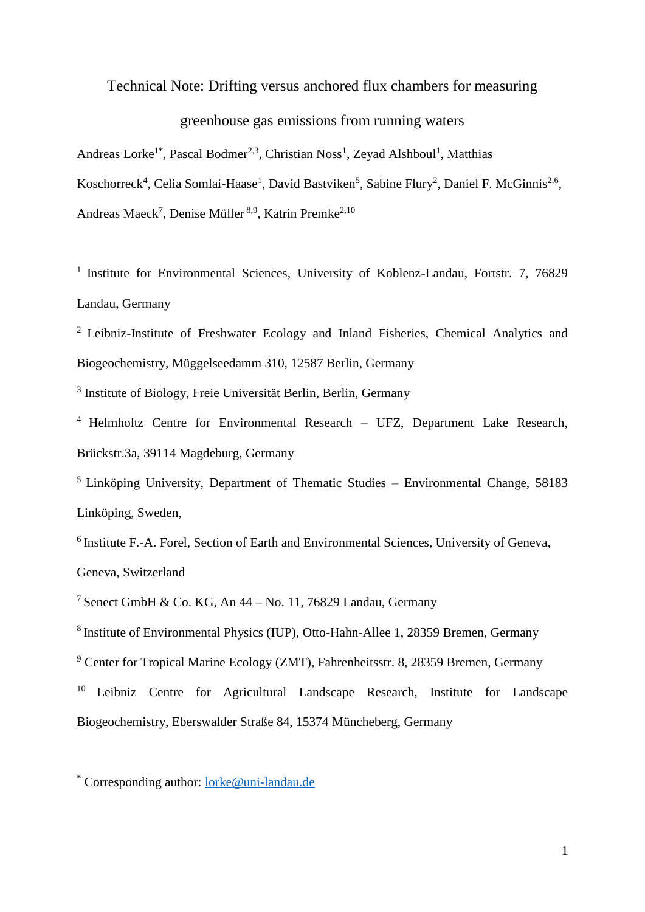# Technical Note: Drifting versus anchored flux chambers for measuring greenhouse gas emissions from running waters

Andreas Lorke[1*], Pascal Bodmer[2,3], Christian Noss[1], Zeyad Alshboul[1], Matthias Koschorreck[4], Celia Somlai-Haase[1], David Bastviken[5], Sabine Flury[2], Daniel F. McGinnis[2,6], Andreas Maeck[7], Denise Müller[8,9], Katrin Premke[2,10]

[1] Institute for Environmental Sciences, University of Koblenz-Landau, Fortstr. 7, 76829 Landau, Germany

[2] Leibniz-Institute of Freshwater Ecology and Inland Fisheries, Chemical Analytics and Biogeochemistry, Müggelseedamm 310, 12587 Berlin, Germany

[3] Institute of Biology, Freie Universität Berlin, Berlin, Germany

[4] Helmholtz Centre for Environmental Research – UFZ, Department Lake Research, Brückstr.3a, 39114 Magdeburg, Germany

[5] Linköping University, Department of Thematic Studies – Environmental Change, 58183 Linköping, Sweden,

[6] Institute F.-A. Forel, Section of Earth and Environmental Sciences, University of Geneva, Geneva, Switzerland

[7] Senect GmbH & Co. KG, An 44 – No. 11, 76829 Landau, Germany

[8] Institute of Environmental Physics (IUP), Otto-Hahn-Allee 1, 28359 Bremen, Germany

[9] Center for Tropical Marine Ecology (ZMT), Fahrenheitsstr. 8, 28359 Bremen, Germany

[10] Leibniz Centre for Agricultural Landscape Research, Institute for Landscape Biogeochemistry, Eberswalder Straße 84, 15374 Müncheberg, Germany

[*] Corresponding author: lorke@uni-landau.de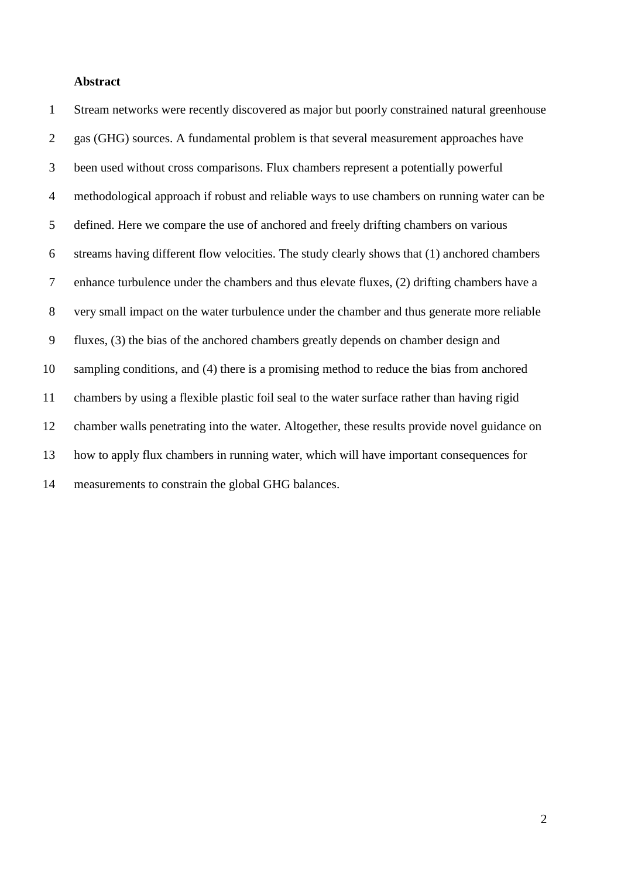## Abstract

Stream networks were recently discovered as major but poorly constrained natural greenhouse gas (GHG) sources. A fundamental problem is that several measurement approaches have been used without cross comparisons. Flux chambers represent a potentially powerful methodological approach if robust and reliable ways to use chambers on running water can be defined. Here we compare the use of anchored and freely drifting chambers on various streams having different flow velocities. The study clearly shows that (1) anchored chambers enhance turbulence under the chambers and thus elevate fluxes, (2) drifting chambers have a very small impact on the water turbulence under the chamber and thus generate more reliable fluxes, (3) the bias of the anchored chambers greatly depends on chamber design and sampling conditions, and (4) there is a promising method to reduce the bias from anchored chambers by using a flexible plastic foil seal to the water surface rather than having rigid chamber walls penetrating into the water. Altogether, these results provide novel guidance on how to apply flux chambers in running water, which will have important consequences for measurements to constrain the global GHG balances.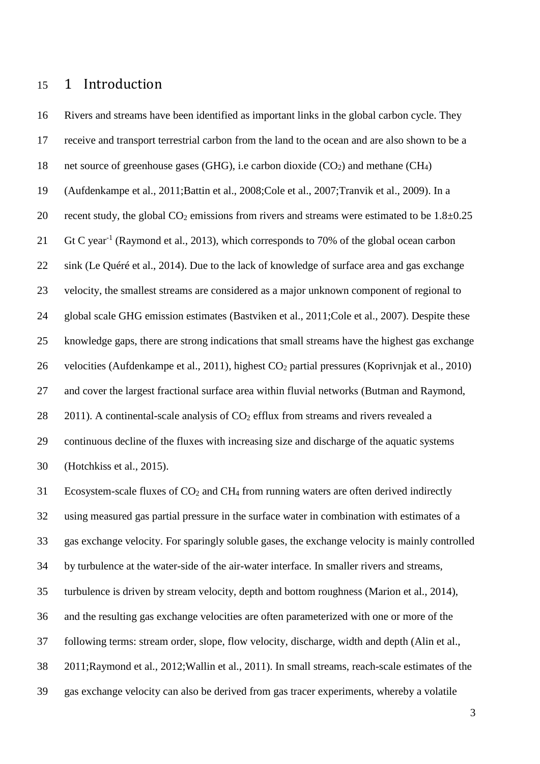# 1 Introduction

Rivers and streams have been identified as important links in the global carbon cycle. They receive and transport terrestrial carbon from the land to the ocean and are also shown to be a net source of greenhouse gases (GHG), i.e carbon dioxide ($CO_2$) and methane ($CH_4$) (Aufdenkampe et al., 2011;Battin et al., 2008;Cole et al., 2007;Tranvik et al., 2009). In a recent study, the global $CO_2$ emissions from rivers and streams were estimated to be 1.8±0.25 Gt C year$^{-1}$ (Raymond et al., 2013), which corresponds to 70% of the global ocean carbon sink (Le Quéré et al., 2014). Due to the lack of knowledge of surface area and gas exchange velocity, the smallest streams are considered as a major unknown component of regional to global scale GHG emission estimates (Bastviken et al., 2011;Cole et al., 2007). Despite these knowledge gaps, there are strong indications that small streams have the highest gas exchange velocities (Aufdenkampe et al., 2011), highest $CO_2$ partial pressures (Koprivnjak et al., 2010) and cover the largest fractional surface area within fluvial networks (Butman and Raymond, 2011). A continental-scale analysis of $CO_2$ efflux from streams and rivers revealed a continuous decline of the fluxes with increasing size and discharge of the aquatic systems (Hotchkiss et al., 2015).

Ecosystem-scale fluxes of $CO_2$ and $CH_4$ from running waters are often derived indirectly using measured gas partial pressure in the surface water in combination with estimates of a gas exchange velocity. For sparingly soluble gases, the exchange velocity is mainly controlled by turbulence at the water-side of the air-water interface. In smaller rivers and streams, turbulence is driven by stream velocity, depth and bottom roughness (Marion et al., 2014), and the resulting gas exchange velocities are often parameterized with one or more of the following terms: stream order, slope, flow velocity, discharge, width and depth (Alin et al., 2011;Raymond et al., 2012;Wallin et al., 2011). In small streams, reach-scale estimates of the gas exchange velocity can also be derived from gas tracer experiments, whereby a volatile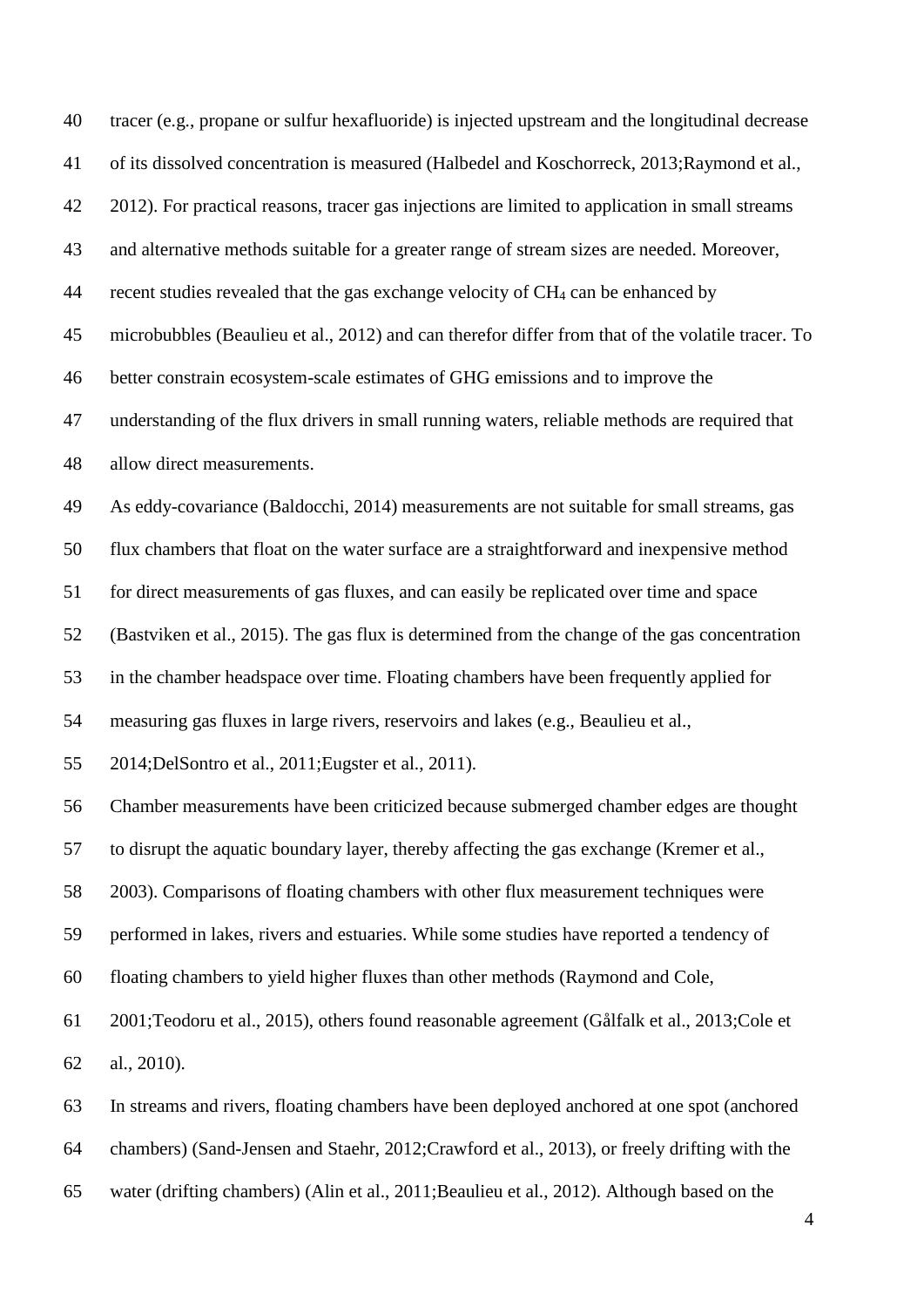tracer (e.g., propane or sulfur hexafluoride) is injected upstream and the longitudinal decrease of its dissolved concentration is measured (Halbedel and Koschorreck, 2013;Raymond et al., 2012). For practical reasons, tracer gas injections are limited to application in small streams and alternative methods suitable for a greater range of stream sizes are needed. Moreover, recent studies revealed that the gas exchange velocity of $CH_4$ can be enhanced by microbubbles (Beaulieu et al., 2012) and can therefor differ from that of the volatile tracer. To better constrain ecosystem-scale estimates of GHG emissions and to improve the understanding of the flux drivers in small running waters, reliable methods are required that allow direct measurements.

As eddy-covariance (Baldocchi, 2014) measurements are not suitable for small streams, gas flux chambers that float on the water surface are a straightforward and inexpensive method for direct measurements of gas fluxes, and can easily be replicated over time and space (Bastviken et al., 2015). The gas flux is determined from the change of the gas concentration in the chamber headspace over time. Floating chambers have been frequently applied for measuring gas fluxes in large rivers, reservoirs and lakes (e.g., Beaulieu et al., 2014;DelSontro et al., 2011;Eugster et al., 2011).

Chamber measurements have been criticized because submerged chamber edges are thought to disrupt the aquatic boundary layer, thereby affecting the gas exchange (Kremer et al., 2003). Comparisons of floating chambers with other flux measurement techniques were performed in lakes, rivers and estuaries. While some studies have reported a tendency of floating chambers to yield higher fluxes than other methods (Raymond and Cole, 2001;Teodoru et al., 2015), others found reasonable agreement (Gålfalk et al., 2013;Cole et al., 2010).

In streams and rivers, floating chambers have been deployed anchored at one spot (anchored chambers) (Sand-Jensen and Staehr, 2012;Crawford et al., 2013), or freely drifting with the water (drifting chambers) (Alin et al., 2011;Beaulieu et al., 2012). Although based on the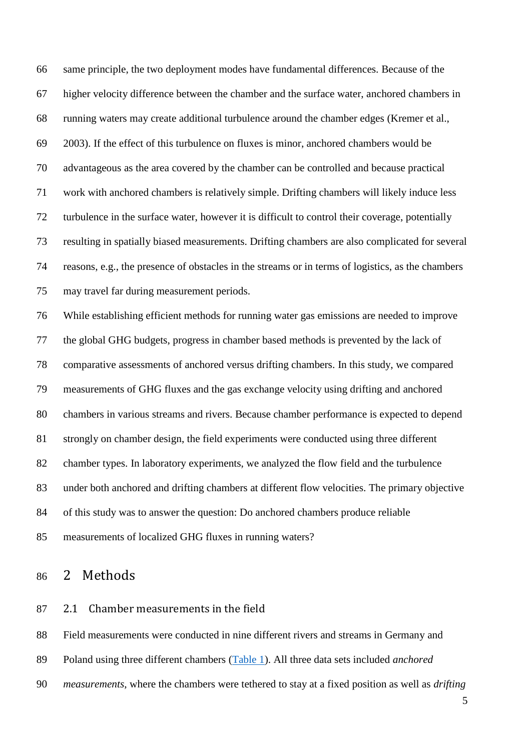same principle, the two deployment modes have fundamental differences. Because of the higher velocity difference between the chamber and the surface water, anchored chambers in running waters may create additional turbulence around the chamber edges (Kremer et al., 2003). If the effect of this turbulence on fluxes is minor, anchored chambers would be advantageous as the area covered by the chamber can be controlled and because practical work with anchored chambers is relatively simple. Drifting chambers will likely induce less turbulence in the surface water, however it is difficult to control their coverage, potentially resulting in spatially biased measurements. Drifting chambers are also complicated for several reasons, e.g., the presence of obstacles in the streams or in terms of logistics, as the chambers may travel far during measurement periods.

While establishing efficient methods for running water gas emissions are needed to improve the global GHG budgets, progress in chamber based methods is prevented by the lack of comparative assessments of anchored versus drifting chambers. In this study, we compared measurements of GHG fluxes and the gas exchange velocity using drifting and anchored chambers in various streams and rivers. Because chamber performance is expected to depend strongly on chamber design, the field experiments were conducted using three different chamber types. In laboratory experiments, we analyzed the flow field and the turbulence under both anchored and drifting chambers at different flow velocities. The primary objective of this study was to answer the question: Do anchored chambers produce reliable measurements of localized GHG fluxes in running waters?

# 2 Methods

## 2.1 Chamber measurements in the field

Field measurements were conducted in nine different rivers and streams in Germany and Poland using three different chambers (Table 1). All three data sets included *anchored measurements*, where the chambers were tethered to stay at a fixed position as well as *drifting*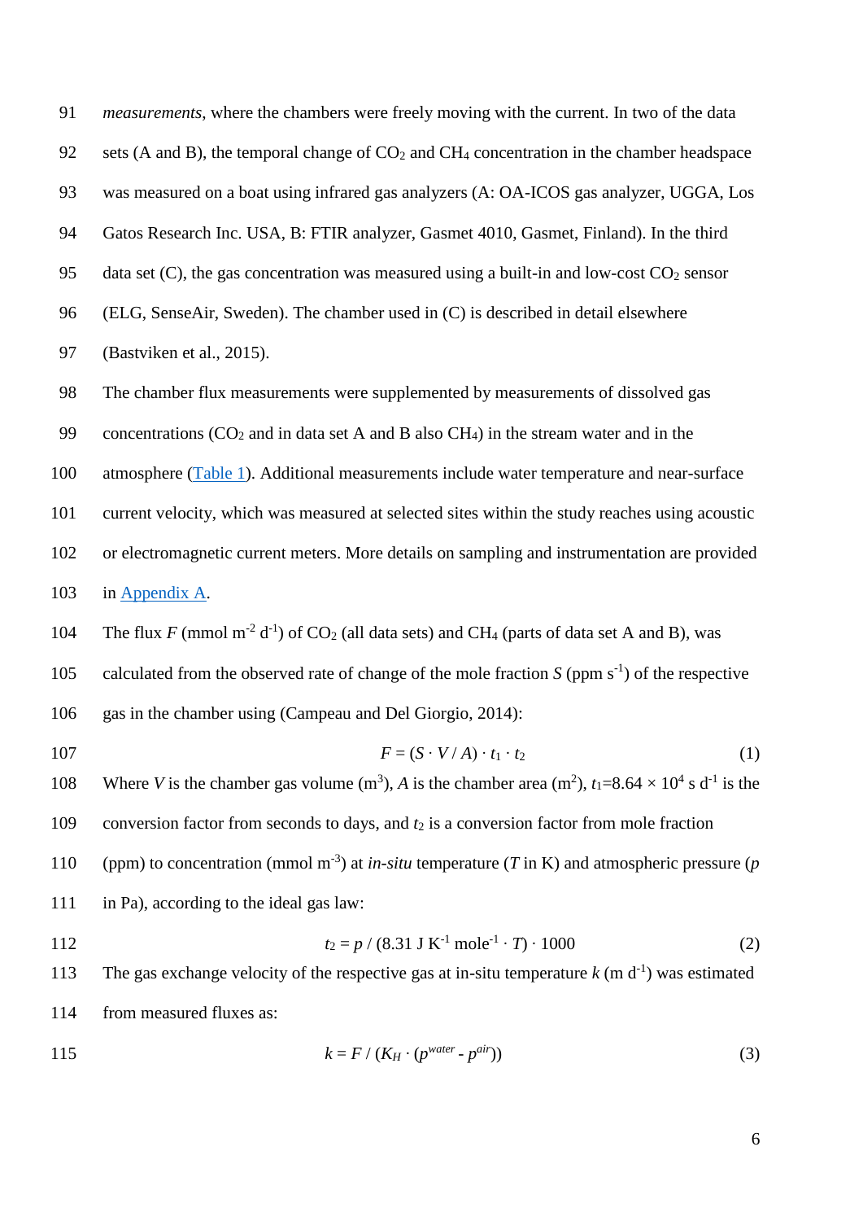*measurements*, where the chambers were freely moving with the current. In two of the data sets (A and B), the temporal change of $CO_2$ and $CH_4$ concentration in the chamber headspace was measured on a boat using infrared gas analyzers (A: OA-ICOS gas analyzer, UGGA, Los Gatos Research Inc. USA, B: FTIR analyzer, Gasmet 4010, Gasmet, Finland). In the third data set (C), the gas concentration was measured using a built-in and low-cost $CO_2$ sensor (ELG, SenseAir, Sweden). The chamber used in (C) is described in detail elsewhere (Bastviken et al., 2015).

The chamber flux measurements were supplemented by measurements of dissolved gas concentrations ($CO_2$ and in data set A and B also $CH_4$) in the stream water and in the atmosphere (Table 1). Additional measurements include water temperature and near-surface current velocity, which was measured at selected sites within the study reaches using acoustic or electromagnetic current meters. More details on sampling and instrumentation are provided in Appendix A.

The flux $F$ (mmol m$^{-2}$ d$^{-1}$) of $CO_2$ (all data sets) and $CH_4$ (parts of data set A and B), was calculated from the observed rate of change of the mole fraction $S$ (ppm s$^{-1}$) of the respective gas in the chamber using (Campeau and Del Giorgio, 2014):

$$F = (S \cdot V / A) \cdot t_1 \cdot t_2 \tag{1}$$

Where $V$ is the chamber gas volume (m$^3$), $A$ is the chamber area (m$^2$), $t_1$=8.64 × 10$^4$ s d$^{-1}$ is the conversion factor from seconds to days, and $t_2$ is a conversion factor from mole fraction (ppm) to concentration (mmol m$^{-3}$) at *in-situ* temperature ($T$ in K) and atmospheric pressure ($p$ in Pa), according to the ideal gas law:

$$t_2 = p / (8.31 \text{ J K}^{-1} \text{ mole}^{-1} \cdot T) \cdot 1000 \tag{2}$$

The gas exchange velocity of the respective gas at in-situ temperature $k$ (m d$^{-1}$) was estimated from measured fluxes as:

$$k = F / (K_H \cdot (p^{water} - p^{air})) \tag{3}$$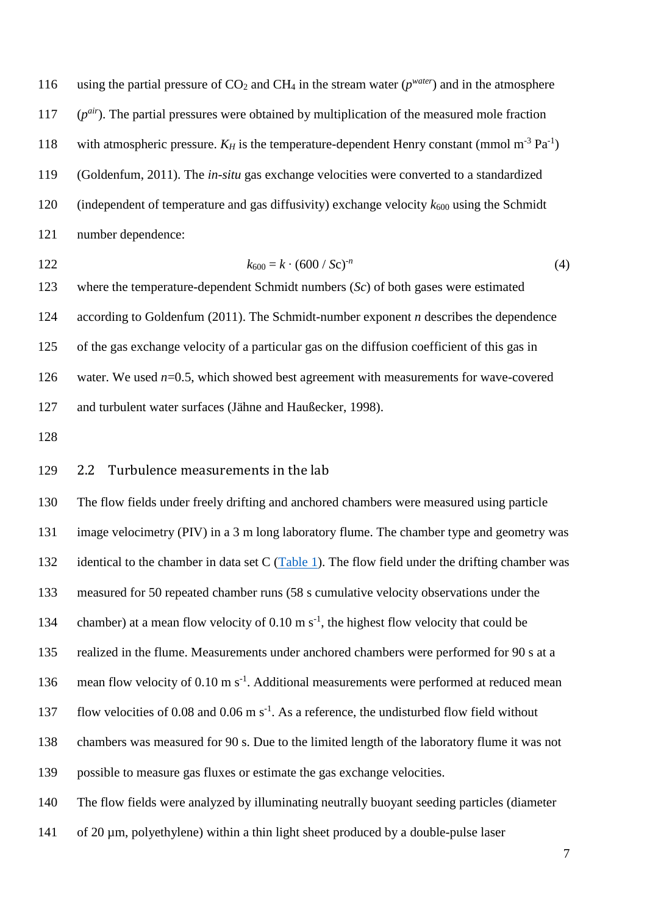using the partial pressure of $CO_2$ and $CH_4$ in the stream water ($p^{water}$) and in the atmosphere ($p^{air}$). The partial pressures were obtained by multiplication of the measured mole fraction with atmospheric pressure. $K_H$ is the temperature-dependent Henry constant (mmol m$^{-3}$ Pa$^{-1}$) (Goldenfum, 2011). The *in-situ* gas exchange velocities were converted to a standardized (independent of temperature and gas diffusivity) exchange velocity $k_{600}$ using the Schmidt number dependence:

$$k_{600} = k \cdot (600 / Sc)^{-n} \tag{4}$$

where the temperature-dependent Schmidt numbers ($Sc$) of both gases were estimated according to Goldenfum (2011). The Schmidt-number exponent $n$ describes the dependence of the gas exchange velocity of a particular gas on the diffusion coefficient of this gas in water. We used $n$=0.5, which showed best agreement with measurements for wave-covered and turbulent water surfaces (Jähne and Haußecker, 1998).

## 2.2 Turbulence measurements in the lab

The flow fields under freely drifting and anchored chambers were measured using particle image velocimetry (PIV) in a 3 m long laboratory flume. The chamber type and geometry was identical to the chamber in data set C (Table 1). The flow field under the drifting chamber was measured for 50 repeated chamber runs (58 s cumulative velocity observations under the chamber) at a mean flow velocity of 0.10 m s$^{-1}$, the highest flow velocity that could be realized in the flume. Measurements under anchored chambers were performed for 90 s at a mean flow velocity of 0.10 m s$^{-1}$. Additional measurements were performed at reduced mean flow velocities of 0.08 and 0.06 m s$^{-1}$. As a reference, the undisturbed flow field without chambers was measured for 90 s. Due to the limited length of the laboratory flume it was not possible to measure gas fluxes or estimate the gas exchange velocities.

The flow fields were analyzed by illuminating neutrally buoyant seeding particles (diameter of 20 µm, polyethylene) within a thin light sheet produced by a double-pulse laser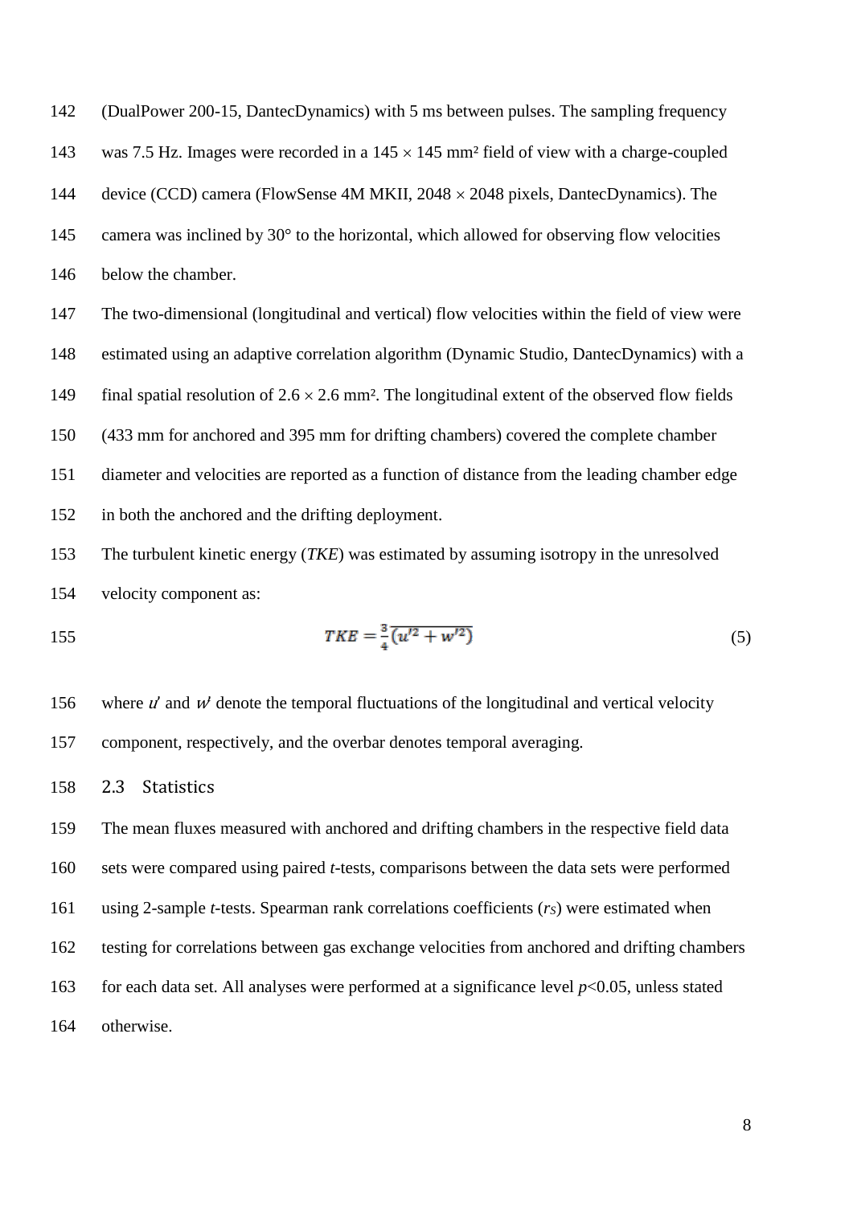(DualPower 200-15, DantecDynamics) with 5 ms between pulses. The sampling frequency was 7.5 Hz. Images were recorded in a 145 × 145 mm² field of view with a charge-coupled device (CCD) camera (FlowSense 4M MKII, 2048 × 2048 pixels, DantecDynamics). The camera was inclined by 30° to the horizontal, which allowed for observing flow velocities below the chamber.

The two-dimensional (longitudinal and vertical) flow velocities within the field of view were estimated using an adaptive correlation algorithm (Dynamic Studio, DantecDynamics) with a final spatial resolution of 2.6 × 2.6 mm². The longitudinal extent of the observed flow fields (433 mm for anchored and 395 mm for drifting chambers) covered the complete chamber diameter and velocities are reported as a function of distance from the leading chamber edge in both the anchored and the drifting deployment.

The turbulent kinetic energy (*TKE*) was estimated by assuming isotropy in the unresolved velocity component as:

$$TKE = \frac{3}{4}\overline{(u'^2 + w'^2)} \tag{5}$$

where $u'$ and $w'$ denote the temporal fluctuations of the longitudinal and vertical velocity component, respectively, and the overbar denotes temporal averaging.

### 2.3 Statistics

The mean fluxes measured with anchored and drifting chambers in the respective field data sets were compared using paired *t*-tests, comparisons between the data sets were performed using 2-sample *t*-tests. Spearman rank correlations coefficients ($r_S$) were estimated when testing for correlations between gas exchange velocities from anchored and drifting chambers for each data set. All analyses were performed at a significance level $p<0.05$, unless stated otherwise.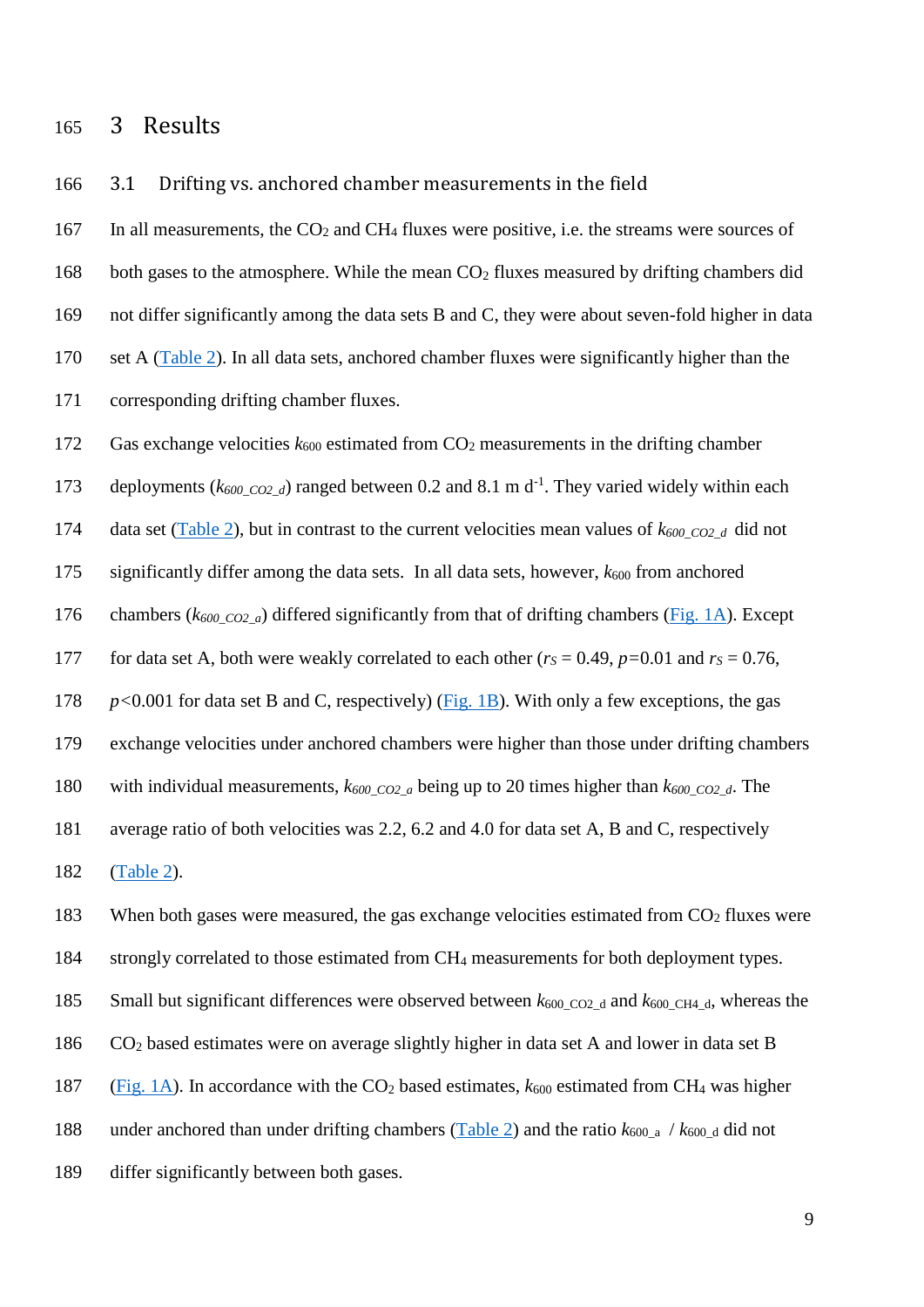# 3 Results

## 3.1 Drifting vs. anchored chamber measurements in the field

In all measurements, the $CO_2$ and $CH_4$ fluxes were positive, i.e. the streams were sources of both gases to the atmosphere. While the mean $CO_2$ fluxes measured by drifting chambers did not differ significantly among the data sets B and C, they were about seven-fold higher in data set A (Table 2). In all data sets, anchored chamber fluxes were significantly higher than the corresponding drifting chamber fluxes.

Gas exchange velocities $k_{600}$ estimated from $CO_2$ measurements in the drifting chamber deployments ($k_{600\_CO2\_d}$) ranged between 0.2 and 8.1 m d$^{-1}$. They varied widely within each data set (Table 2), but in contrast to the current velocities mean values of $k_{600\_CO2\_d}$ did not significantly differ among the data sets. In all data sets, however, $k_{600}$ from anchored chambers ($k_{600\_CO2\_a}$) differed significantly from that of drifting chambers (Fig. 1A). Except for data set A, both were weakly correlated to each other ($r_S$ = 0.49, $p$=0.01 and $r_S$ = 0.76, $p$<0.001 for data set B and C, respectively) (Fig. 1B). With only a few exceptions, the gas exchange velocities under anchored chambers were higher than those under drifting chambers with individual measurements, $k_{600\_CO2\_a}$ being up to 20 times higher than $k_{600\_CO2\_d}$. The average ratio of both velocities was 2.2, 6.2 and 4.0 for data set A, B and C, respectively (Table 2).

When both gases were measured, the gas exchange velocities estimated from $CO_2$ fluxes were strongly correlated to those estimated from $CH_4$ measurements for both deployment types. Small but significant differences were observed between $k_{600\_CO2\_d}$ and $k_{600\_CH4\_d}$, whereas the $CO_2$ based estimates were on average slightly higher in data set A and lower in data set B (Fig. 1A). In accordance with the $CO_2$ based estimates, $k_{600}$ estimated from $CH_4$ was higher under anchored than under drifting chambers (Table 2) and the ratio $k_{600\_a}$ / $k_{600\_d}$ did not differ significantly between both gases.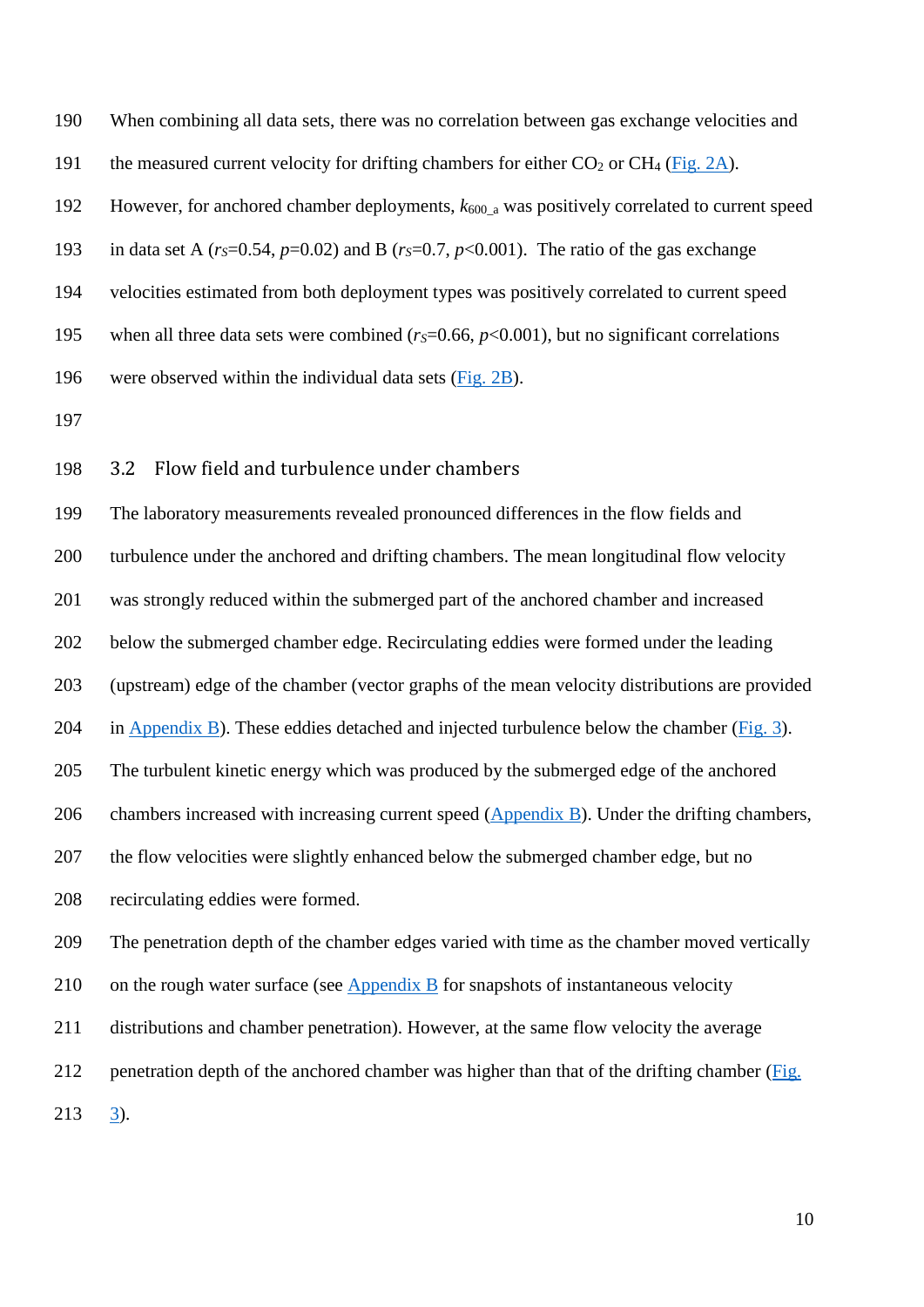When combining all data sets, there was no correlation between gas exchange velocities and the measured current velocity for drifting chambers for either $CO_2$ or $CH_4$ (Fig. 2A). However, for anchored chamber deployments, $k_{600\_a}$ was positively correlated to current speed in data set A ($r_S$=0.54, $p$=0.02) and B ($r_S$=0.7, $p$<0.001). The ratio of the gas exchange velocities estimated from both deployment types was positively correlated to current speed when all three data sets were combined ($r_S$=0.66, $p$<0.001), but no significant correlations were observed within the individual data sets (Fig. 2B).

## 3.2 Flow field and turbulence under chambers

The laboratory measurements revealed pronounced differences in the flow fields and turbulence under the anchored and drifting chambers. The mean longitudinal flow velocity was strongly reduced within the submerged part of the anchored chamber and increased below the submerged chamber edge. Recirculating eddies were formed under the leading (upstream) edge of the chamber (vector graphs of the mean velocity distributions are provided in Appendix B). These eddies detached and injected turbulence below the chamber (Fig. 3). The turbulent kinetic energy which was produced by the submerged edge of the anchored chambers increased with increasing current speed (Appendix B). Under the drifting chambers, the flow velocities were slightly enhanced below the submerged chamber edge, but no recirculating eddies were formed.

The penetration depth of the chamber edges varied with time as the chamber moved vertically on the rough water surface (see Appendix B for snapshots of instantaneous velocity distributions and chamber penetration). However, at the same flow velocity the average penetration depth of the anchored chamber was higher than that of the drifting chamber (Fig. 3).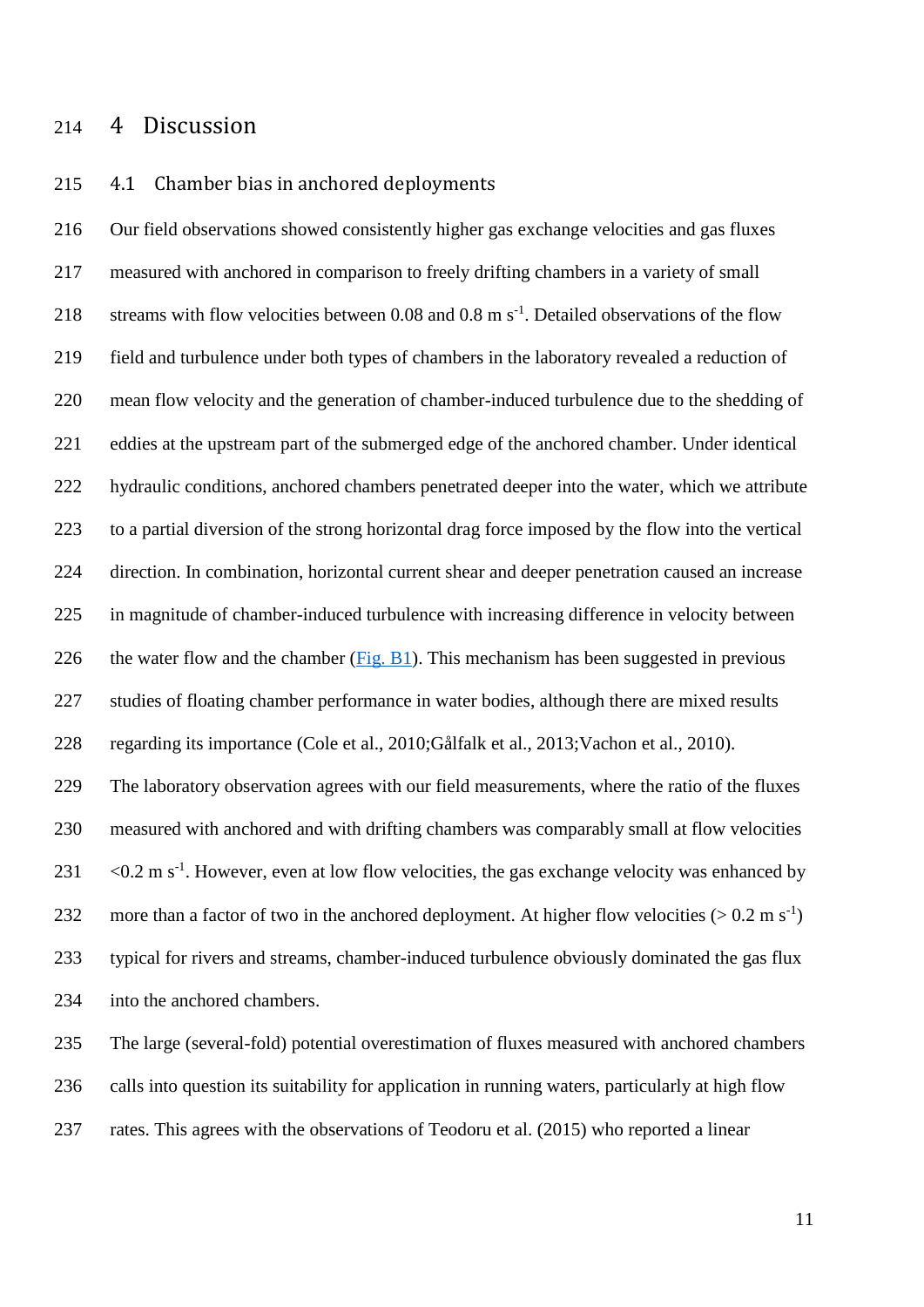# 4 Discussion

## 4.1 Chamber bias in anchored deployments

Our field observations showed consistently higher gas exchange velocities and gas fluxes measured with anchored in comparison to freely drifting chambers in a variety of small streams with flow velocities between 0.08 and 0.8 m $s^{-1}$. Detailed observations of the flow field and turbulence under both types of chambers in the laboratory revealed a reduction of mean flow velocity and the generation of chamber-induced turbulence due to the shedding of eddies at the upstream part of the submerged edge of the anchored chamber. Under identical hydraulic conditions, anchored chambers penetrated deeper into the water, which we attribute to a partial diversion of the strong horizontal drag force imposed by the flow into the vertical direction. In combination, horizontal current shear and deeper penetration caused an increase in magnitude of chamber-induced turbulence with increasing difference in velocity between the water flow and the chamber (Fig. B1). This mechanism has been suggested in previous studies of floating chamber performance in water bodies, although there are mixed results regarding its importance (Cole et al., 2010;Gålfalk et al., 2013;Vachon et al., 2010).

The laboratory observation agrees with our field measurements, where the ratio of the fluxes measured with anchored and with drifting chambers was comparably small at flow velocities <0.2 m $s^{-1}$. However, even at low flow velocities, the gas exchange velocity was enhanced by more than a factor of two in the anchored deployment. At higher flow velocities (> 0.2 m $s^{-1}$) typical for rivers and streams, chamber-induced turbulence obviously dominated the gas flux into the anchored chambers.

The large (several-fold) potential overestimation of fluxes measured with anchored chambers calls into question its suitability for application in running waters, particularly at high flow rates. This agrees with the observations of Teodoru et al. (2015) who reported a linear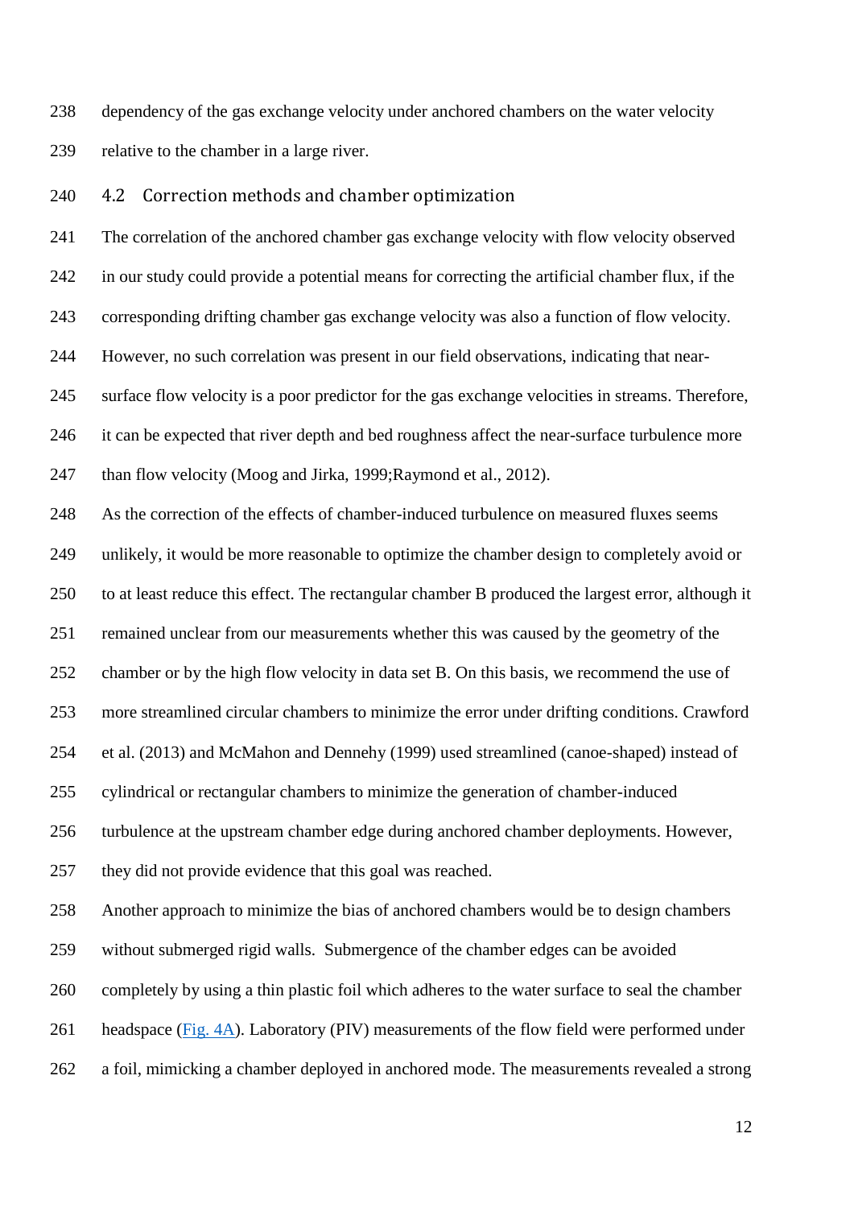dependency of the gas exchange velocity under anchored chambers on the water velocity relative to the chamber in a large river.

## 4.2 Correction methods and chamber optimization

The correlation of the anchored chamber gas exchange velocity with flow velocity observed in our study could provide a potential means for correcting the artificial chamber flux, if the corresponding drifting chamber gas exchange velocity was also a function of flow velocity. However, no such correlation was present in our field observations, indicating that near-surface flow velocity is a poor predictor for the gas exchange velocities in streams. Therefore, it can be expected that river depth and bed roughness affect the near-surface turbulence more than flow velocity (Moog and Jirka, 1999;Raymond et al., 2012).

As the correction of the effects of chamber-induced turbulence on measured fluxes seems unlikely, it would be more reasonable to optimize the chamber design to completely avoid or to at least reduce this effect. The rectangular chamber B produced the largest error, although it remained unclear from our measurements whether this was caused by the geometry of the chamber or by the high flow velocity in data set B. On this basis, we recommend the use of more streamlined circular chambers to minimize the error under drifting conditions. Crawford et al. (2013) and McMahon and Dennehy (1999) used streamlined (canoe-shaped) instead of cylindrical or rectangular chambers to minimize the generation of chamber-induced turbulence at the upstream chamber edge during anchored chamber deployments. However, they did not provide evidence that this goal was reached.

Another approach to minimize the bias of anchored chambers would be to design chambers without submerged rigid walls. Submergence of the chamber edges can be avoided completely by using a thin plastic foil which adheres to the water surface to seal the chamber headspace (Fig. 4A). Laboratory (PIV) measurements of the flow field were performed under a foil, mimicking a chamber deployed in anchored mode. The measurements revealed a strong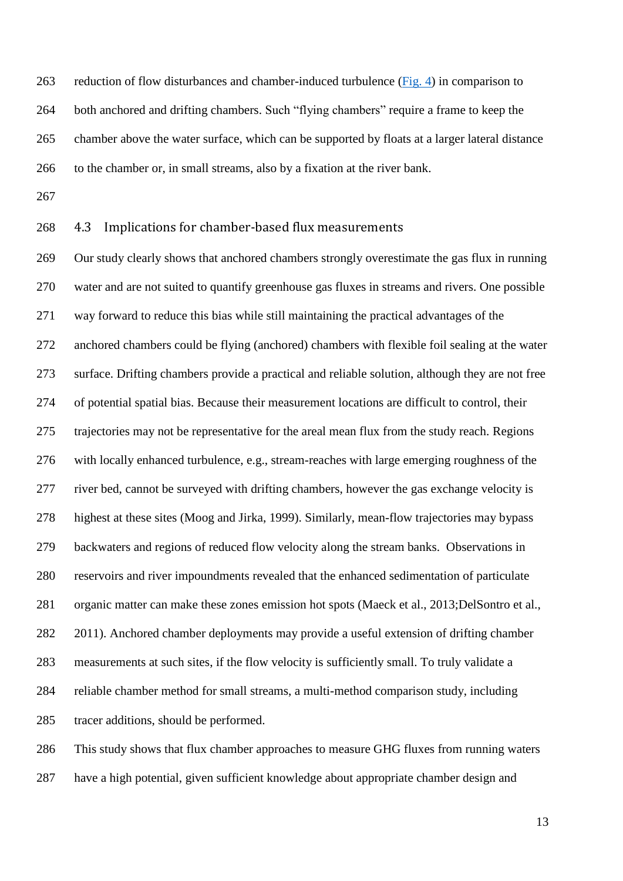reduction of flow disturbances and chamber-induced turbulence (Fig. 4) in comparison to both anchored and drifting chambers. Such “flying chambers” require a frame to keep the chamber above the water surface, which can be supported by floats at a larger lateral distance to the chamber or, in small streams, also by a fixation at the river bank.

## 4.3 Implications for chamber-based flux measurements

Our study clearly shows that anchored chambers strongly overestimate the gas flux in running water and are not suited to quantify greenhouse gas fluxes in streams and rivers. One possible way forward to reduce this bias while still maintaining the practical advantages of the anchored chambers could be flying (anchored) chambers with flexible foil sealing at the water surface. Drifting chambers provide a practical and reliable solution, although they are not free of potential spatial bias. Because their measurement locations are difficult to control, their trajectories may not be representative for the areal mean flux from the study reach. Regions with locally enhanced turbulence, e.g., stream-reaches with large emerging roughness of the river bed, cannot be surveyed with drifting chambers, however the gas exchange velocity is highest at these sites (Moog and Jirka, 1999). Similarly, mean-flow trajectories may bypass backwaters and regions of reduced flow velocity along the stream banks. Observations in reservoirs and river impoundments revealed that the enhanced sedimentation of particulate organic matter can make these zones emission hot spots (Maeck et al., 2013;DelSontro et al., 2011). Anchored chamber deployments may provide a useful extension of drifting chamber measurements at such sites, if the flow velocity is sufficiently small. To truly validate a reliable chamber method for small streams, a multi-method comparison study, including tracer additions, should be performed.

This study shows that flux chamber approaches to measure GHG fluxes from running waters have a high potential, given sufficient knowledge about appropriate chamber design and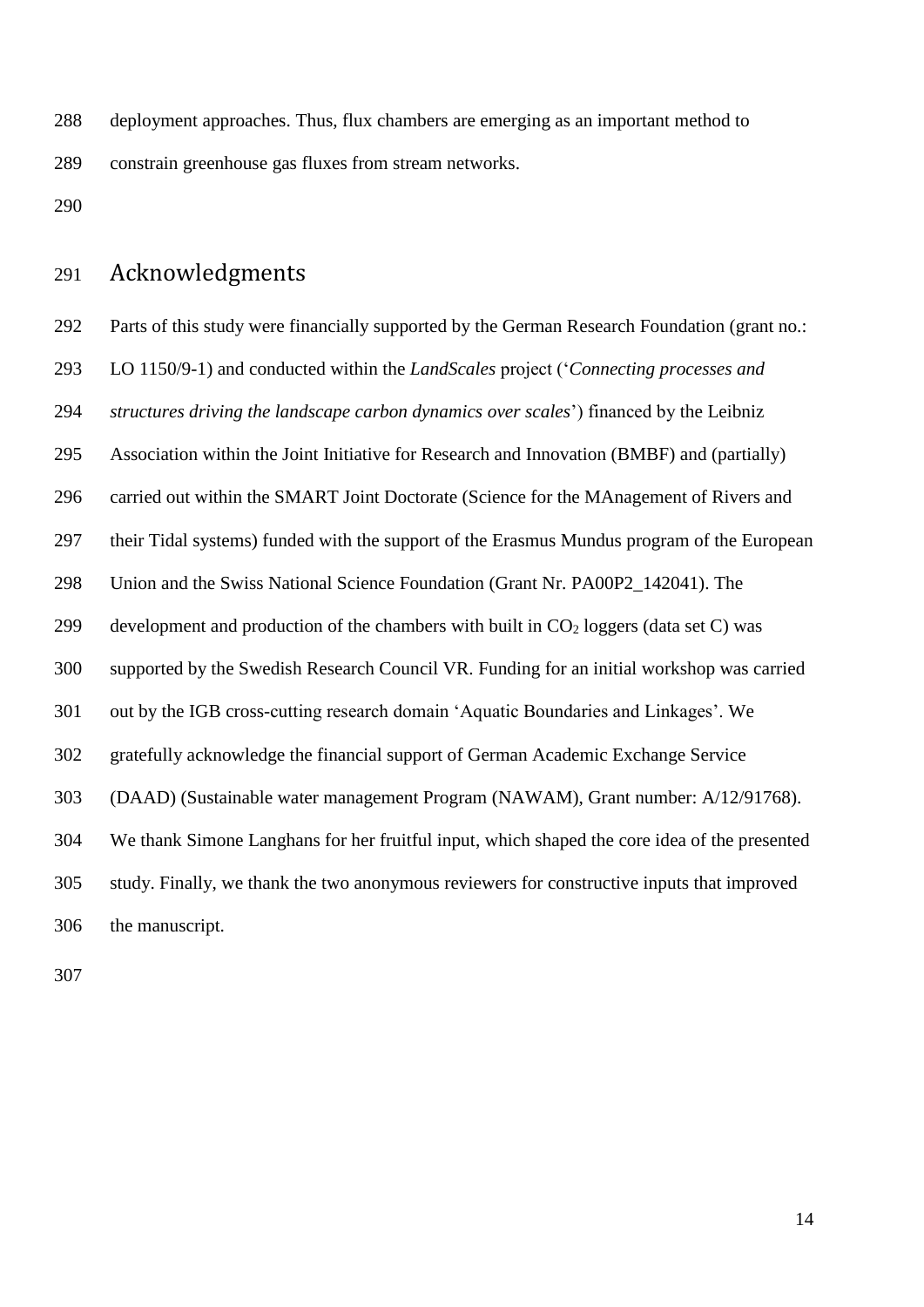deployment approaches. Thus, flux chambers are emerging as an important method to constrain greenhouse gas fluxes from stream networks.

## Acknowledgments

Parts of this study were financially supported by the German Research Foundation (grant no.: LO 1150/9-1) and conducted within the *LandScales* project ('*Connecting processes and structures driving the landscape carbon dynamics over scales*') financed by the Leibniz Association within the Joint Initiative for Research and Innovation (BMBF) and (partially) carried out within the SMART Joint Doctorate (Science for the MAnagement of Rivers and their Tidal systems) funded with the support of the Erasmus Mundus program of the European Union and the Swiss National Science Foundation (Grant Nr. PA00P2_142041). The development and production of the chambers with built in $CO_2$ loggers (data set C) was supported by the Swedish Research Council VR. Funding for an initial workshop was carried out by the IGB cross-cutting research domain 'Aquatic Boundaries and Linkages'. We gratefully acknowledge the financial support of German Academic Exchange Service (DAAD) (Sustainable water management Program (NAWAM), Grant number: A/12/91768). We thank Simone Langhans for her fruitful input, which shaped the core idea of the presented study. Finally, we thank the two anonymous reviewers for constructive inputs that improved the manuscript.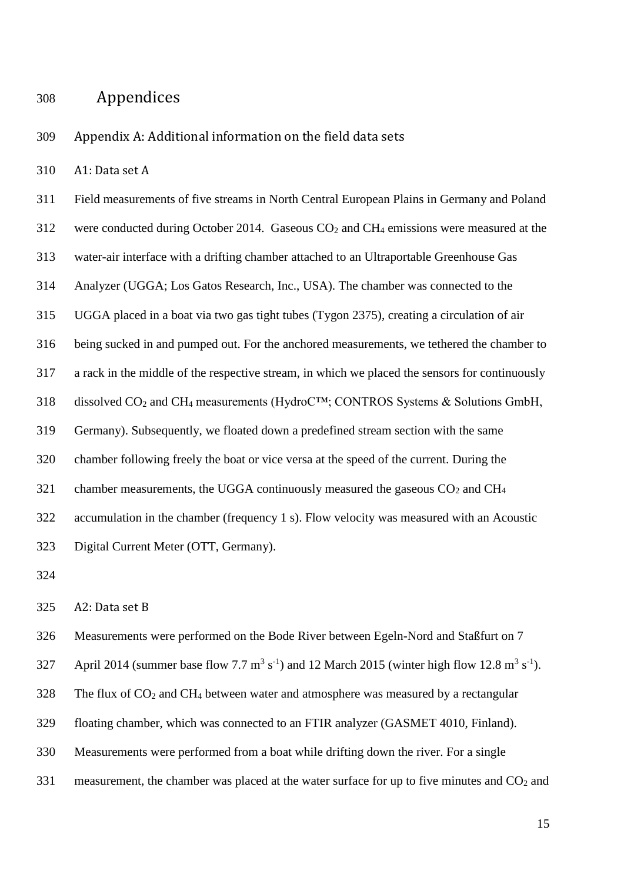# Appendices

## Appendix A: Additional information on the field data sets

### A1: Data set A

Field measurements of five streams in North Central European Plains in Germany and Poland were conducted during October 2014. Gaseous $CO_2$ and $CH_4$ emissions were measured at the water-air interface with a drifting chamber attached to an Ultraportable Greenhouse Gas Analyzer (UGGA; Los Gatos Research, Inc., USA). The chamber was connected to the UGGA placed in a boat via two gas tight tubes (Tygon 2375), creating a circulation of air being sucked in and pumped out. For the anchored measurements, we tethered the chamber to a rack in the middle of the respective stream, in which we placed the sensors for continuously dissolved $CO_2$ and $CH_4$ measurements (HydroC™; CONTROS Systems & Solutions GmbH, Germany). Subsequently, we floated down a predefined stream section with the same chamber following freely the boat or vice versa at the speed of the current. During the chamber measurements, the UGGA continuously measured the gaseous $CO_2$ and $CH_4$ accumulation in the chamber (frequency 1 s). Flow velocity was measured with an Acoustic Digital Current Meter (OTT, Germany).

### A2: Data set B

Measurements were performed on the Bode River between Egeln-Nord and Staßfurt on 7 April 2014 (summer base flow 7.7 $m^3\ s^{-1}$) and 12 March 2015 (winter high flow 12.8 $m^3\ s^{-1}$). The flux of $CO_2$ and $CH_4$ between water and atmosphere was measured by a rectangular floating chamber, which was connected to an FTIR analyzer (GASMET 4010, Finland). Measurements were performed from a boat while drifting down the river. For a single measurement, the chamber was placed at the water surface for up to five minutes and $CO_2$ and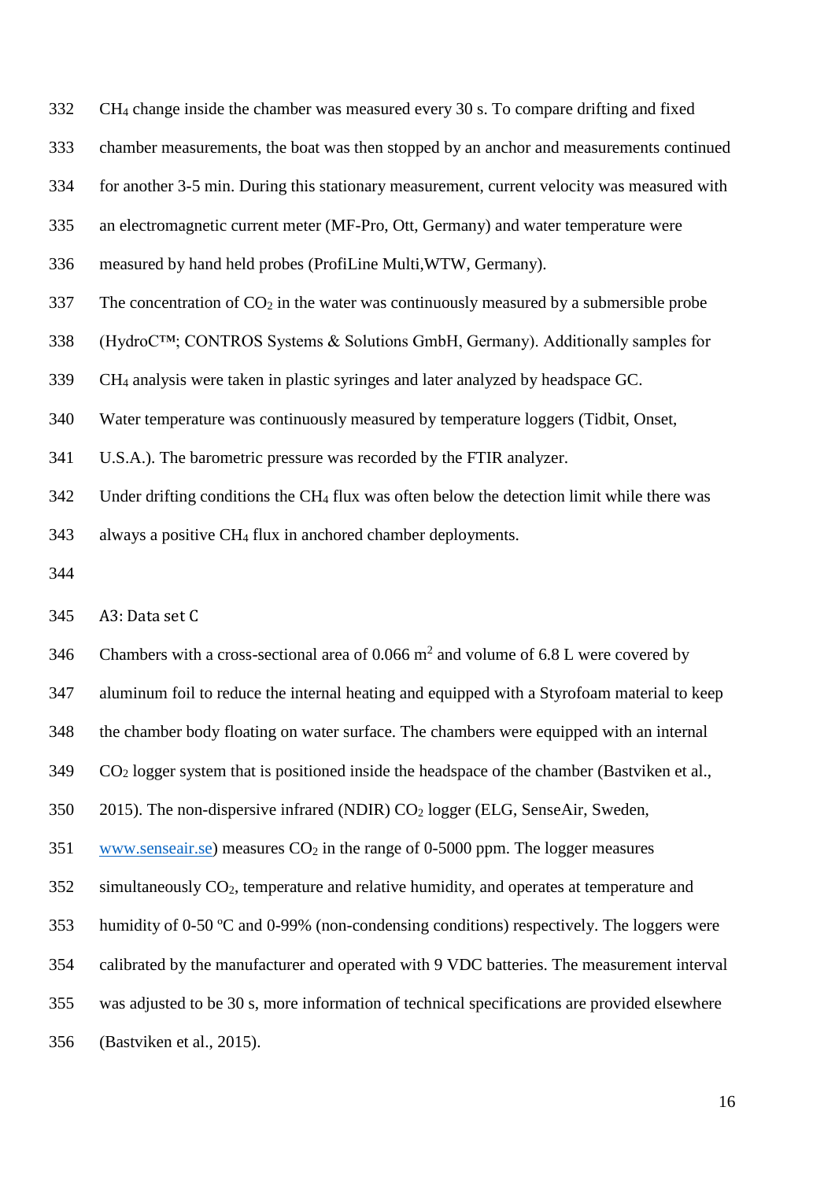$CH_4$ change inside the chamber was measured every 30 s. To compare drifting and fixed chamber measurements, the boat was then stopped by an anchor and measurements continued for another 3-5 min. During this stationary measurement, current velocity was measured with an electromagnetic current meter (MF-Pro, Ott, Germany) and water temperature were measured by hand held probes (ProfiLine Multi,WTW, Germany).

The concentration of $CO_2$ in the water was continuously measured by a submersible probe (HydroC™; CONTROS Systems & Solutions GmbH, Germany). Additionally samples for $CH_4$ analysis were taken in plastic syringes and later analyzed by headspace GC.

Water temperature was continuously measured by temperature loggers (Tidbit, Onset, U.S.A.). The barometric pressure was recorded by the FTIR analyzer.

Under drifting conditions the $CH_4$ flux was often below the detection limit while there was always a positive $CH_4$ flux in anchored chamber deployments.

### A3: Data set C

Chambers with a cross-sectional area of 0.066 $m^2$ and volume of 6.8 L were covered by aluminum foil to reduce the internal heating and equipped with a Styrofoam material to keep the chamber body floating on water surface. The chambers were equipped with an internal $CO_2$ logger system that is positioned inside the headspace of the chamber (Bastviken et al., 2015). The non-dispersive infrared (NDIR) $CO_2$ logger (ELG, SenseAir, Sweden, www.senseair.se) measures $CO_2$ in the range of 0-5000 ppm. The logger measures simultaneously $CO_2$, temperature and relative humidity, and operates at temperature and humidity of 0-50 ºC and 0-99% (non-condensing conditions) respectively. The loggers were calibrated by the manufacturer and operated with 9 VDC batteries. The measurement interval was adjusted to be 30 s, more information of technical specifications are provided elsewhere (Bastviken et al., 2015).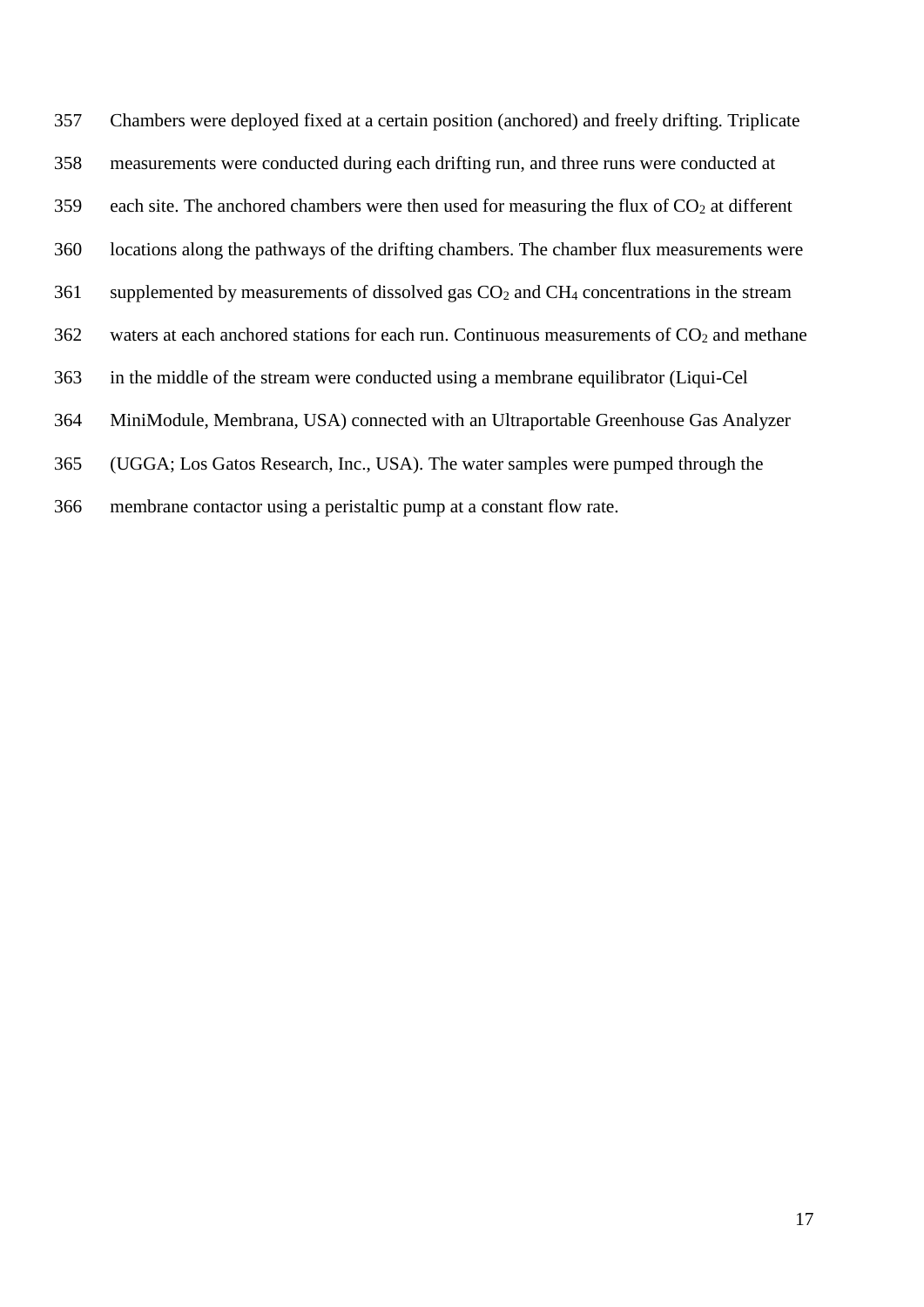Chambers were deployed fixed at a certain position (anchored) and freely drifting. Triplicate measurements were conducted during each drifting run, and three runs were conducted at each site. The anchored chambers were then used for measuring the flux of $CO_2$ at different locations along the pathways of the drifting chambers. The chamber flux measurements were supplemented by measurements of dissolved gas $CO_2$ and $CH_4$ concentrations in the stream waters at each anchored stations for each run. Continuous measurements of $CO_2$ and methane in the middle of the stream were conducted using a membrane equilibrator (Liqui-Cel MiniModule, Membrana, USA) connected with an Ultraportable Greenhouse Gas Analyzer (UGGA; Los Gatos Research, Inc., USA). The water samples were pumped through the membrane contactor using a peristaltic pump at a constant flow rate.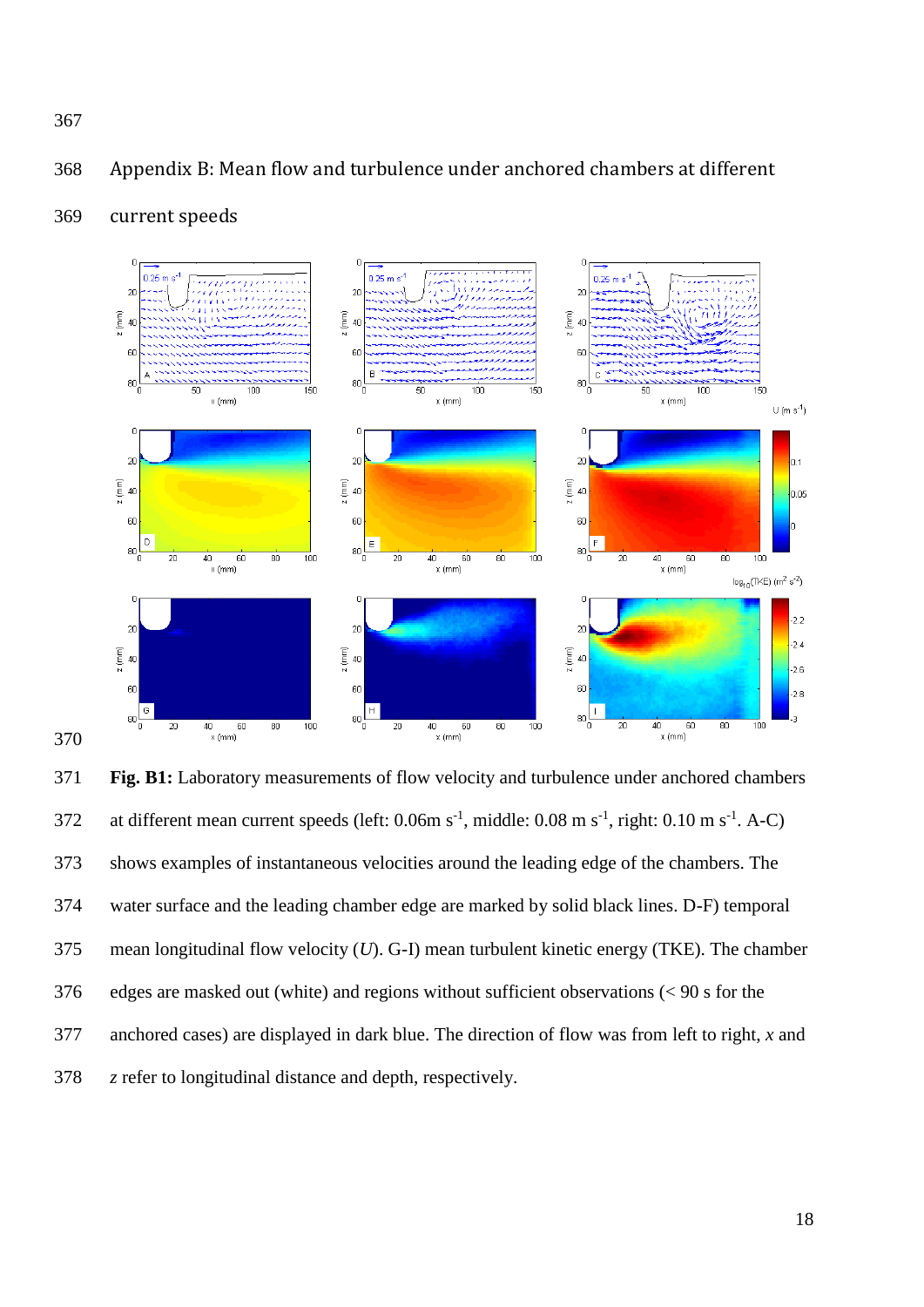## Appendix B: Mean flow and turbulence under anchored chambers at different current speeds

**Fig. B1:** Laboratory measurements of flow velocity and turbulence under anchored chambers at different mean current speeds (left: 0.06m $s^{-1}$, middle: 0.08 m $s^{-1}$, right: 0.10 m $s^{-1}$. A-C) shows examples of instantaneous velocities around the leading edge of the chambers. The water surface and the leading chamber edge are marked by solid black lines. D-F) temporal mean longitudinal flow velocity ($U$). G-I) mean turbulent kinetic energy (TKE). The chamber edges are masked out (white) and regions without sufficient observations (< 90 s for the anchored cases) are displayed in dark blue. The direction of flow was from left to right, $x$ and $z$ refer to longitudinal distance and depth, respectively.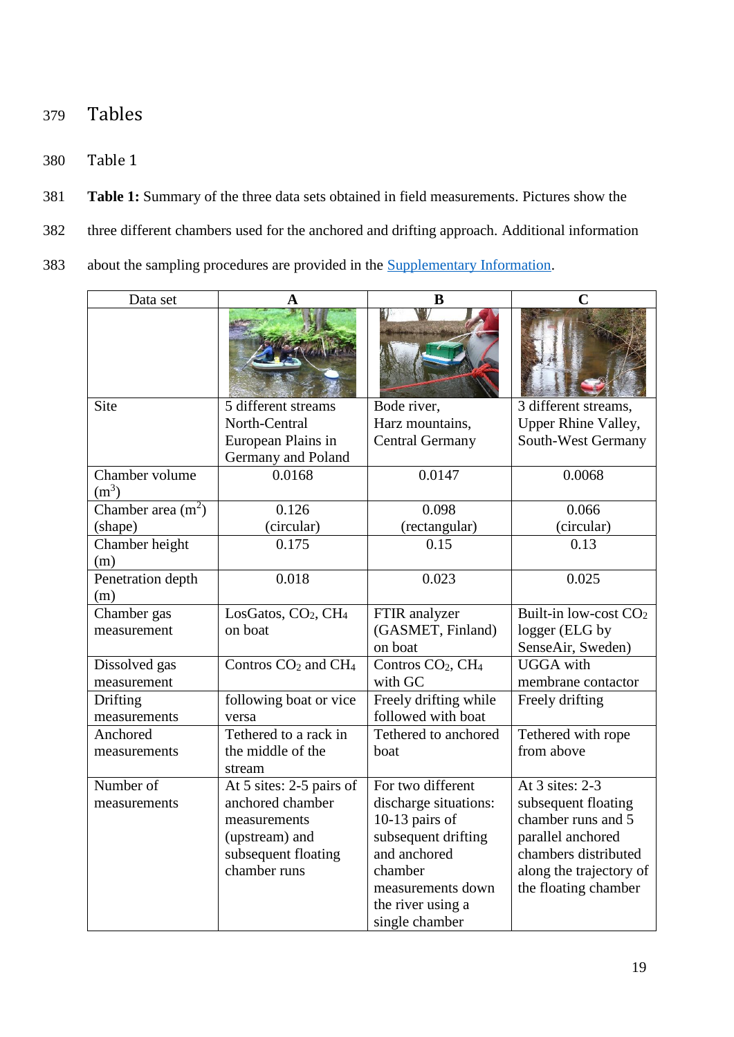# Tables

Table 1

**Table 1:** Summary of the three data sets obtained in field measurements. Pictures show the three different chambers used for the anchored and drifting approach. Additional information about the sampling procedures are provided in the Supplementary Information.

| Data set | A | B | C |
|---|---|---|---|
| | | | |
| Site | 5 different streams North-Central European Plains in Germany and Poland | Bode river, Harz mountains, Central Germany | 3 different streams, Upper Rhine Valley, South-West Germany |
| Chamber volume ($m^3$) | 0.0168 | 0.0147 | 0.0068 |
| Chamber area ($m^2$) (shape) | 0.126 (circular) | 0.098 (rectangular) | 0.066 (circular) |
| Chamber height (m) | 0.175 | 0.15 | 0.13 |
| Penetration depth (m) | 0.018 | 0.023 | 0.025 |
| Chamber gas measurement | LosGatos, $CO_2$, $CH_4$ on boat | FTIR analyzer (GASMET, Finland) on boat | Built-in low-cost $CO_2$ logger (ELG by SenseAir, Sweden) |
| Dissolved gas measurement | Contros $CO_2$ and $CH_4$ | Contros $CO_2$, $CH_4$ with GC | UGGA with membrane contactor |
| Drifting measurements | following boat or vice versa | Freely drifting while followed with boat | Freely drifting |
| Anchored measurements | Tethered to a rack in the middle of the stream | Tethered to anchored boat | Tethered with rope from above |
| Number of measurements | At 5 sites: 2-5 pairs of anchored chamber measurements (upstream) and subsequent floating chamber runs | For two different discharge situations: 10-13 pairs of subsequent drifting and anchored chamber measurements down the river using a single chamber | At 3 sites: 2-3 subsequent floating chamber runs and 5 parallel anchored chambers distributed along the trajectory of the floating chamber |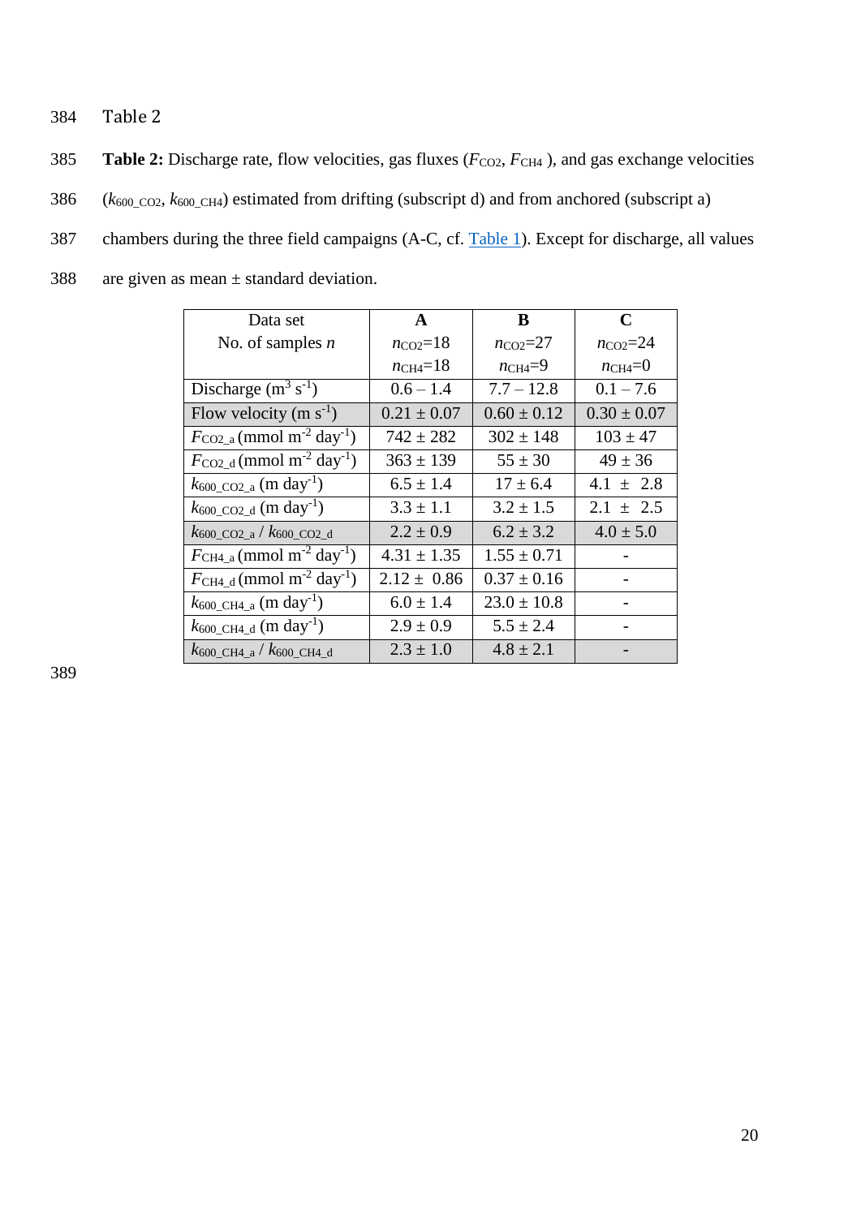Table 2

**Table 2:** Discharge rate, flow velocities, gas fluxes ($F_{CO2}$, $F_{CH4}$ ), and gas exchange velocities ($k_{600\_CO2}$, $k_{600\_CH4}$) estimated from drifting (subscript d) and from anchored (subscript a) chambers during the three field campaigns (A-C, cf. Table 1). Except for discharge, all values are given as mean ± standard deviation.

| Data set<br>No. of samples $n$ | **A**<br>$n_{CO2}$=18<br>$n_{CH4}$=18 | **B**<br>$n_{CO2}$=27<br>$n_{CH4}$=9 | **C**<br>$n_{CO2}$=24<br>$n_{CH4}$=0 |
|---|---|---|---|
| Discharge ($m^3$ $s^{-1}$) | 0.6 – 1.4 | 7.7 – 12.8 | 0.1 – 7.6 |
| Flow velocity (m $s^{-1}$) | 0.21 ± 0.07 | 0.60 ± 0.12 | 0.30 ± 0.07 |
| $F_{CO2\_a}$ (mmol $m^{-2}$ $day^{-1}$) | 742 ± 282 | 302 ± 148 | 103 ± 47 |
| $F_{CO2\_d}$ (mmol $m^{-2}$ $day^{-1}$) | 363 ± 139 | 55 ± 30 | 49 ± 36 |
| $k_{600\_CO2\_a}$ (m $day^{-1}$) | 6.5 ± 1.4 | 17 ± 6.4 | 4.1 ± 2.8 |
| $k_{600\_CO2\_d}$ (m $day^{-1}$) | 3.3 ± 1.1 | 3.2 ± 1.5 | 2.1 ± 2.5 |
| $k_{600\_CO2\_a}$ / $k_{600\_CO2\_d}$ | 2.2 ± 0.9 | 6.2 ± 3.2 | 4.0 ± 5.0 |
| $F_{CH4\_a}$ (mmol $m^{-2}$ $day^{-1}$) | 4.31 ± 1.35 | 1.55 ± 0.71 | - |
| $F_{CH4\_d}$ (mmol $m^{-2}$ $day^{-1}$) | 2.12 ± 0.86 | 0.37 ± 0.16 | - |
| $k_{600\_CH4\_a}$ (m $day^{-1}$) | 6.0 ± 1.4 | 23.0 ± 10.8 | - |
| $k_{600\_CH4\_d}$ (m $day^{-1}$) | 2.9 ± 0.9 | 5.5 ± 2.4 | - |
| $k_{600\_CH4\_a}$ / $k_{600\_CH4\_d}$ | 2.3 ± 1.0 | 4.8 ± 2.1 | - |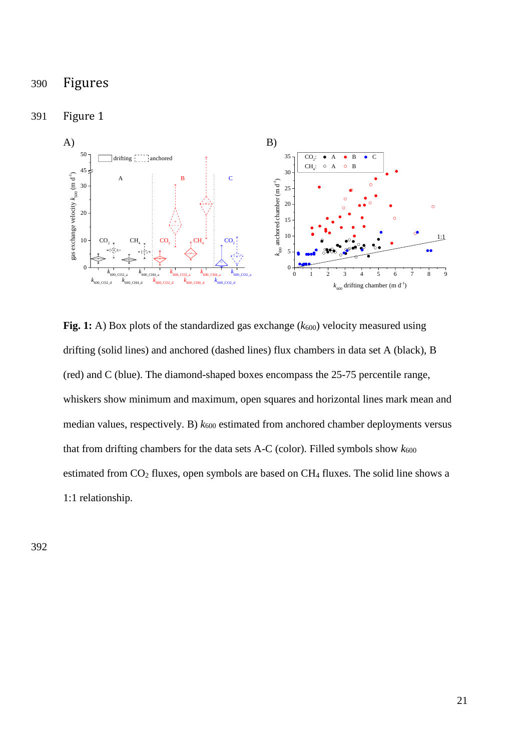# Figures

## Figure 1

**Fig. 1:** A) Box plots of the standardized gas exchange ($k_{600}$) velocity measured using drifting (solid lines) and anchored (dashed lines) flux chambers in data set A (black), B (red) and C (blue). The diamond-shaped boxes encompass the 25-75 percentile range, whiskers show minimum and maximum, open squares and horizontal lines mark mean and median values, respectively. B) $k_{600}$ estimated from anchored chamber deployments versus that from drifting chambers for the data sets A-C (color). Filled symbols show $k_{600}$ estimated from $CO_2$ fluxes, open symbols are based on $CH_4$ fluxes. The solid line shows a 1:1 relationship.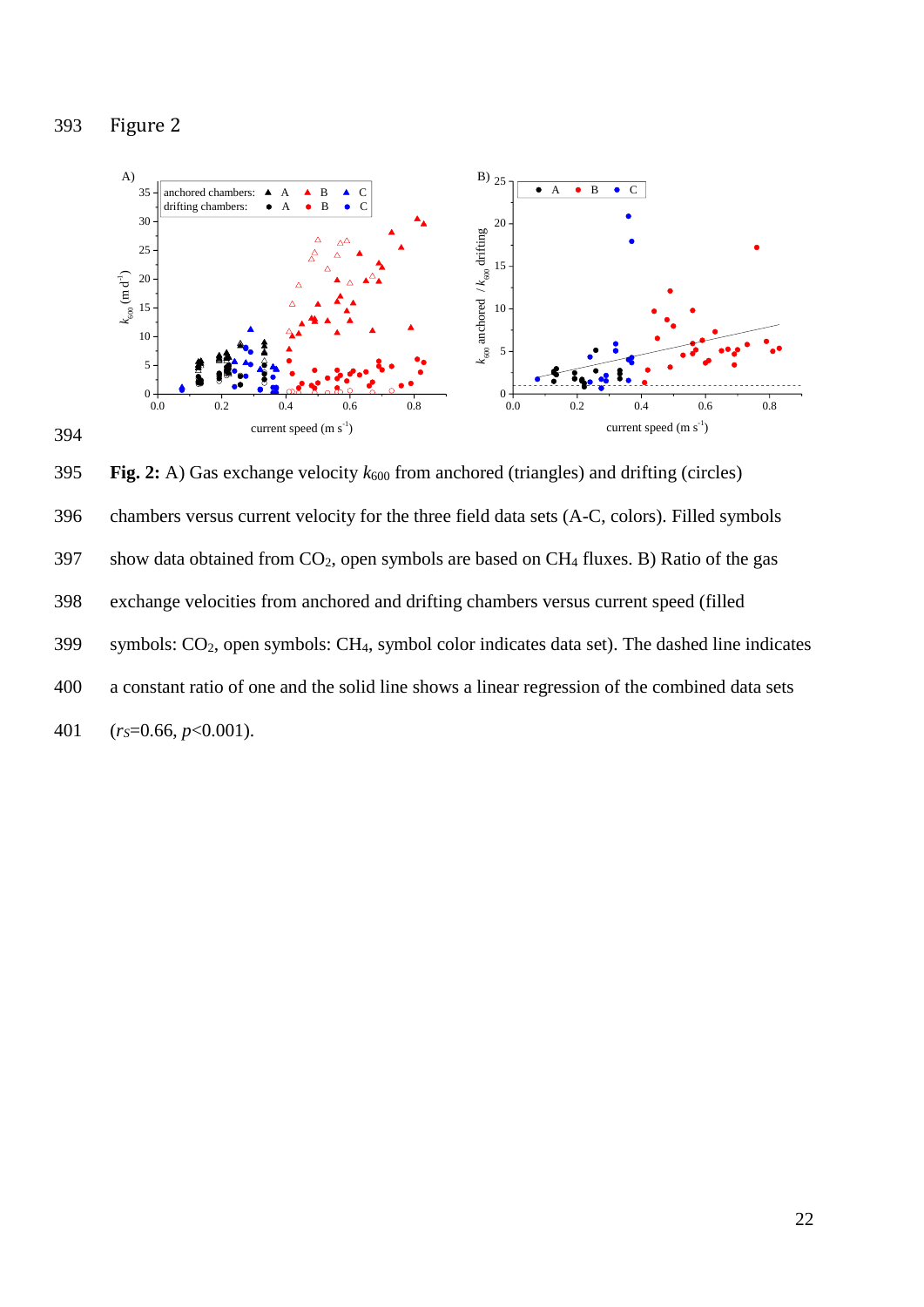Figure 2

**Fig. 2:** A) Gas exchange velocity $k_{600}$ from anchored (triangles) and drifting (circles) chambers versus current velocity for the three field data sets (A-C, colors). Filled symbols show data obtained from $CO_2$, open symbols are based on $CH_4$ fluxes. B) Ratio of the gas exchange velocities from anchored and drifting chambers versus current speed (filled symbols: $CO_2$, open symbols: $CH_4$, symbol color indicates data set). The dashed line indicates a constant ratio of one and the solid line shows a linear regression of the combined data sets ($r_S$=0.66, $p$<0.001).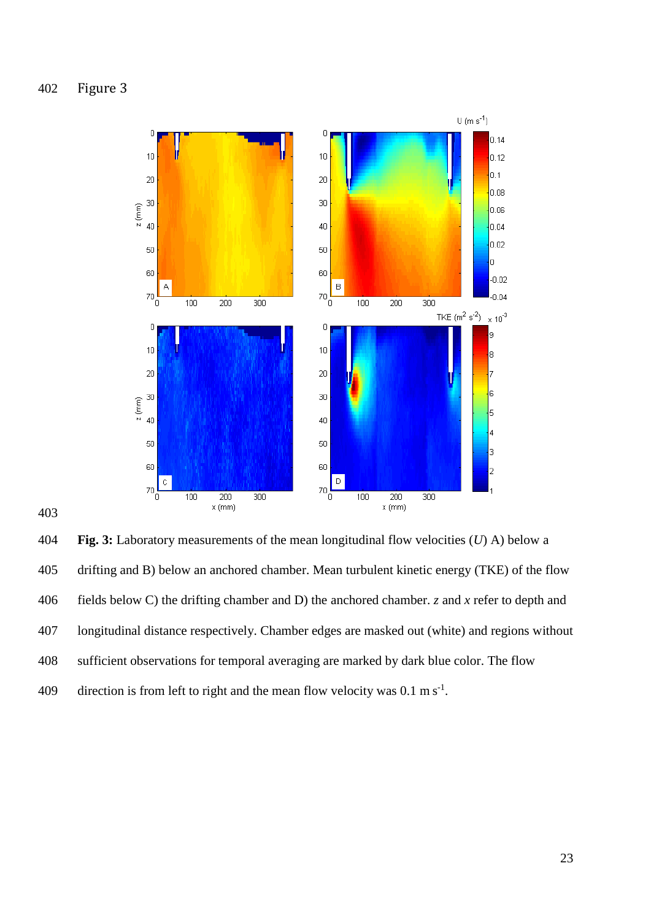Figure 3

**Fig. 3:** Laboratory measurements of the mean longitudinal flow velocities (*U*) A) below a drifting and B) below an anchored chamber. Mean turbulent kinetic energy (TKE) of the flow fields below C) the drifting chamber and D) the anchored chamber. *z* and *x* refer to depth and longitudinal distance respectively. Chamber edges are masked out (white) and regions without sufficient observations for temporal averaging are marked by dark blue color. The flow direction is from left to right and the mean flow velocity was 0.1 m $s^{-1}$.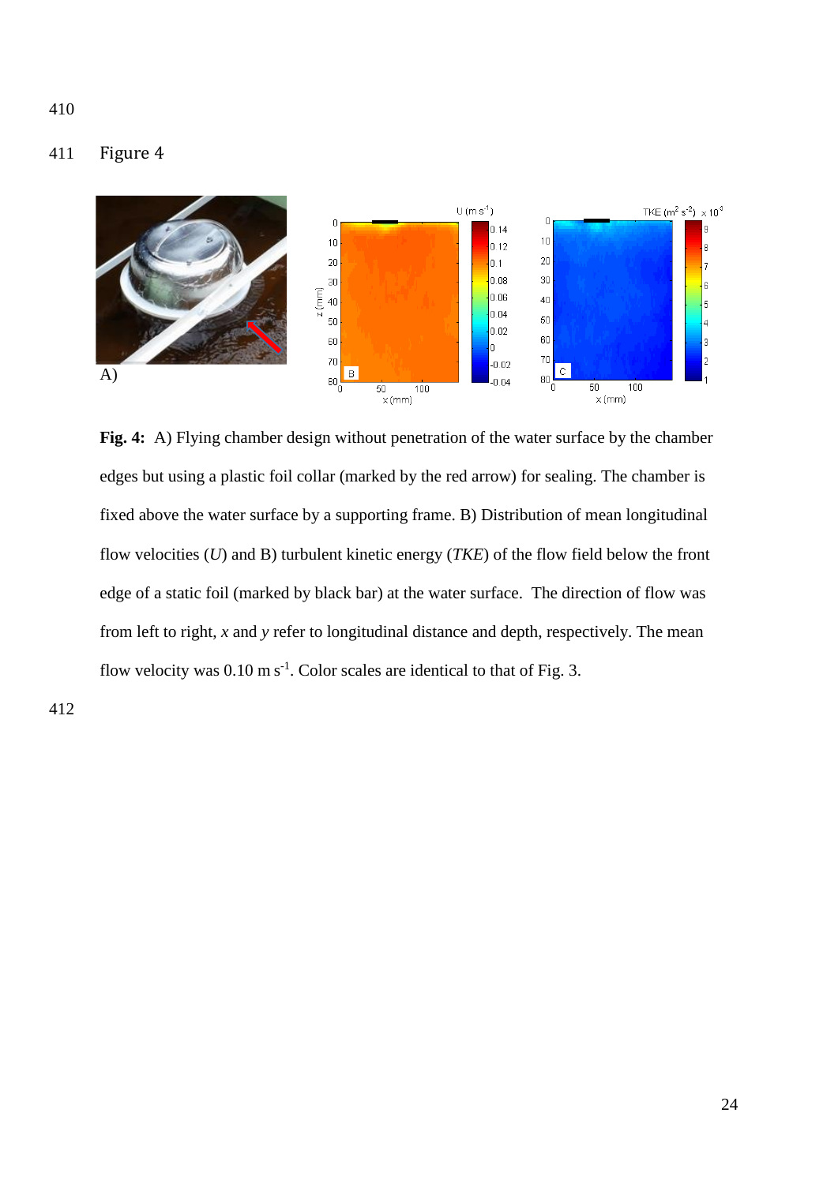Figure 4

**Fig. 4:** A) Flying chamber design without penetration of the water surface by the chamber edges but using a plastic foil collar (marked by the red arrow) for sealing. The chamber is fixed above the water surface by a supporting frame. B) Distribution of mean longitudinal flow velocities (*U*) and B) turbulent kinetic energy (*TKE*) of the flow field below the front edge of a static foil (marked by black bar) at the water surface. The direction of flow was from left to right, *x* and *y* refer to longitudinal distance and depth, respectively. The mean flow velocity was 0.10 m $s^{-1}$. Color scales are identical to that of Fig. 3.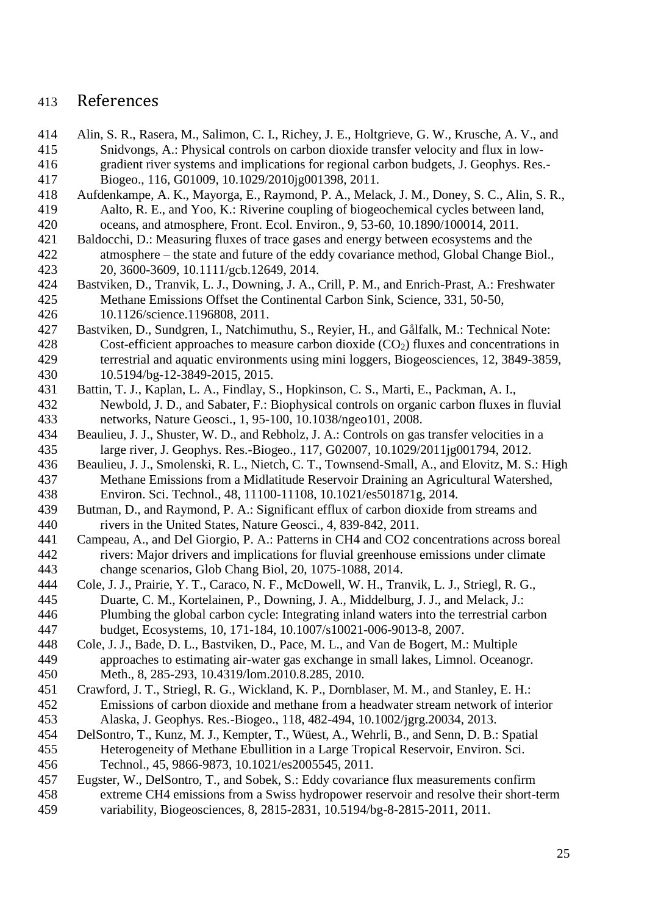# References

Alin, S. R., Rasera, M., Salimon, C. I., Richey, J. E., Holtgrieve, G. W., Krusche, A. V., and Snidvongs, A.: Physical controls on carbon dioxide transfer velocity and flux in low-gradient river systems and implications for regional carbon budgets, J. Geophys. Res.-Biogeo., 116, G01009, 10.1029/2010jg001398, 2011.

Aufdenkampe, A. K., Mayorga, E., Raymond, P. A., Melack, J. M., Doney, S. C., Alin, S. R., Aalto, R. E., and Yoo, K.: Riverine coupling of biogeochemical cycles between land, oceans, and atmosphere, Front. Ecol. Environ., 9, 53-60, 10.1890/100014, 2011.

Baldocchi, D.: Measuring fluxes of trace gases and energy between ecosystems and the atmosphere – the state and future of the eddy covariance method, Global Change Biol., 20, 3600-3609, 10.1111/gcb.12649, 2014.

Bastviken, D., Tranvik, L. J., Downing, J. A., Crill, P. M., and Enrich-Prast, A.: Freshwater Methane Emissions Offset the Continental Carbon Sink, Science, 331, 50-50, 10.1126/science.1196808, 2011.

Bastviken, D., Sundgren, I., Natchimuthu, S., Reyier, H., and Gålfalk, M.: Technical Note: Cost-efficient approaches to measure carbon dioxide ($CO_2$) fluxes and concentrations in terrestrial and aquatic environments using mini loggers, Biogeosciences, 12, 3849-3859, 10.5194/bg-12-3849-2015, 2015.

Battin, T. J., Kaplan, L. A., Findlay, S., Hopkinson, C. S., Marti, E., Packman, A. I., Newbold, J. D., and Sabater, F.: Biophysical controls on organic carbon fluxes in fluvial networks, Nature Geosci., 1, 95-100, 10.1038/ngeo101, 2008.

Beaulieu, J. J., Shuster, W. D., and Rebholz, J. A.: Controls on gas transfer velocities in a large river, J. Geophys. Res.-Biogeo., 117, G02007, 10.1029/2011jg001794, 2012.

Beaulieu, J. J., Smolenski, R. L., Nietch, C. T., Townsend-Small, A., and Elovitz, M. S.: High Methane Emissions from a Midlatitude Reservoir Draining an Agricultural Watershed, Environ. Sci. Technol., 48, 11100-11108, 10.1021/es501871g, 2014.

Butman, D., and Raymond, P. A.: Significant efflux of carbon dioxide from streams and rivers in the United States, Nature Geosci., 4, 839-842, 2011.

Campeau, A., and Del Giorgio, P. A.: Patterns in CH4 and CO2 concentrations across boreal rivers: Major drivers and implications for fluvial greenhouse emissions under climate change scenarios, Glob Chang Biol, 20, 1075-1088, 2014.

Cole, J. J., Prairie, Y. T., Caraco, N. F., McDowell, W. H., Tranvik, L. J., Striegl, R. G., Duarte, C. M., Kortelainen, P., Downing, J. A., Middelburg, J. J., and Melack, J.: Plumbing the global carbon cycle: Integrating inland waters into the terrestrial carbon budget, Ecosystems, 10, 171-184, 10.1007/s10021-006-9013-8, 2007.

Cole, J. J., Bade, D. L., Bastviken, D., Pace, M. L., and Van de Bogert, M.: Multiple approaches to estimating air-water gas exchange in small lakes, Limnol. Oceanogr. Meth., 8, 285-293, 10.4319/lom.2010.8.285, 2010.

Crawford, J. T., Striegl, R. G., Wickland, K. P., Dornblaser, M. M., and Stanley, E. H.: Emissions of carbon dioxide and methane from a headwater stream network of interior Alaska, J. Geophys. Res.-Biogeo., 118, 482-494, 10.1002/jgrg.20034, 2013.

DelSontro, T., Kunz, M. J., Kempter, T., Wüest, A., Wehrli, B., and Senn, D. B.: Spatial Heterogeneity of Methane Ebullition in a Large Tropical Reservoir, Environ. Sci. Technol., 45, 9866-9873, 10.1021/es2005545, 2011.

Eugster, W., DelSontro, T., and Sobek, S.: Eddy covariance flux measurements confirm extreme CH4 emissions from a Swiss hydropower reservoir and resolve their short-term variability, Biogeosciences, 8, 2815-2831, 10.5194/bg-8-2815-2011, 2011.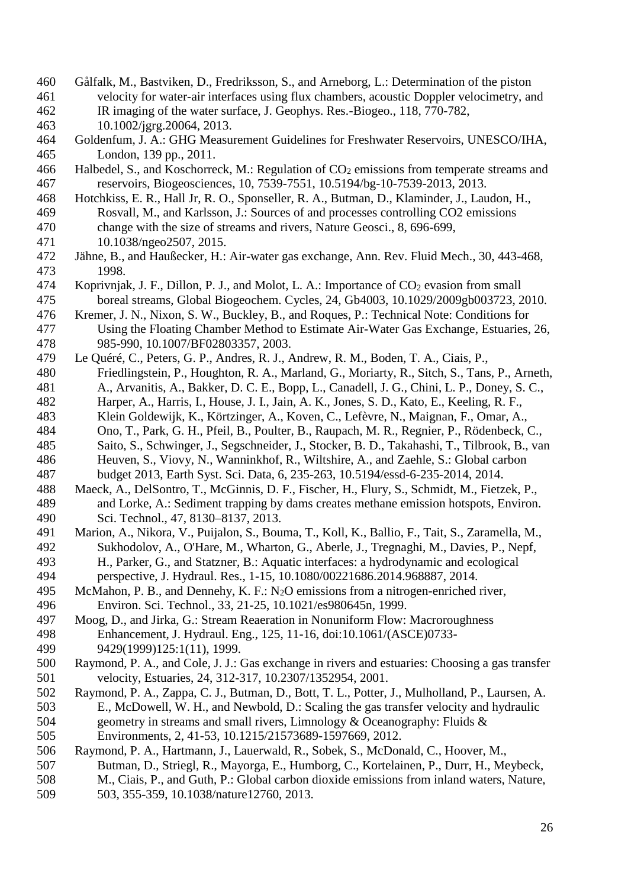Gålfalk, M., Bastviken, D., Fredriksson, S., and Arneborg, L.: Determination of the piston velocity for water-air interfaces using flux chambers, acoustic Doppler velocimetry, and IR imaging of the water surface, J. Geophys. Res.-Biogeo., 118, 770-782, 10.1002/jgrg.20064, 2013.

Goldenfum, J. A.: GHG Measurement Guidelines for Freshwater Reservoirs, UNESCO/IHA, London, 139 pp., 2011.

Halbedel, S., and Koschorreck, M.: Regulation of $CO_2$ emissions from temperate streams and reservoirs, Biogeosciences, 10, 7539-7551, 10.5194/bg-10-7539-2013, 2013.

Hotchkiss, E. R., Hall Jr, R. O., Sponseller, R. A., Butman, D., Klaminder, J., Laudon, H., Rosvall, M., and Karlsson, J.: Sources of and processes controlling CO2 emissions change with the size of streams and rivers, Nature Geosci., 8, 696-699, 10.1038/ngeo2507, 2015.

Jähne, B., and Haußecker, H.: Air-water gas exchange, Ann. Rev. Fluid Mech., 30, 443-468, 1998.

Koprivnjak, J. F., Dillon, P. J., and Molot, L. A.: Importance of $CO_2$ evasion from small boreal streams, Global Biogeochem. Cycles, 24, Gb4003, 10.1029/2009gb003723, 2010.

Kremer, J. N., Nixon, S. W., Buckley, B., and Roques, P.: Technical Note: Conditions for Using the Floating Chamber Method to Estimate Air-Water Gas Exchange, Estuaries, 26, 985-990, 10.1007/BF02803357, 2003.

Le Quéré, C., Peters, G. P., Andres, R. J., Andrew, R. M., Boden, T. A., Ciais, P., Friedlingstein, P., Houghton, R. A., Marland, G., Moriarty, R., Sitch, S., Tans, P., Arneth, A., Arvanitis, A., Bakker, D. C. E., Bopp, L., Canadell, J. G., Chini, L. P., Doney, S. C., Harper, A., Harris, I., House, J. I., Jain, A. K., Jones, S. D., Kato, E., Keeling, R. F., Klein Goldewijk, K., Körtzinger, A., Koven, C., Lefèvre, N., Maignan, F., Omar, A., Ono, T., Park, G. H., Pfeil, B., Poulter, B., Raupach, M. R., Regnier, P., Rödenbeck, C., Saito, S., Schwinger, J., Segschneider, J., Stocker, B. D., Takahashi, T., Tilbrook, B., van Heuven, S., Viovy, N., Wanninkhof, R., Wiltshire, A., and Zaehle, S.: Global carbon budget 2013, Earth Syst. Sci. Data, 6, 235-263, 10.5194/essd-6-235-2014, 2014.

Maeck, A., DelSontro, T., McGinnis, D. F., Fischer, H., Flury, S., Schmidt, M., Fietzek, P., and Lorke, A.: Sediment trapping by dams creates methane emission hotspots, Environ. Sci. Technol., 47, 8130–8137, 2013.

Marion, A., Nikora, V., Puijalon, S., Bouma, T., Koll, K., Ballio, F., Tait, S., Zaramella, M., Sukhodolov, A., O'Hare, M., Wharton, G., Aberle, J., Tregnaghi, M., Davies, P., Nepf, H., Parker, G., and Statzner, B.: Aquatic interfaces: a hydrodynamic and ecological perspective, J. Hydraul. Res., 1-15, 10.1080/00221686.2014.968887, 2014.

McMahon, P. B., and Dennehy, K. F.: $N_2O$ emissions from a nitrogen-enriched river, Environ. Sci. Technol., 33, 21-25, 10.1021/es980645n, 1999.

Moog, D., and Jirka, G.: Stream Reaeration in Nonuniform Flow: Macroroughness Enhancement, J. Hydraul. Eng., 125, 11-16, doi:10.1061/(ASCE)0733-9429(1999)125:1(11), 1999.

Raymond, P. A., and Cole, J. J.: Gas exchange in rivers and estuaries: Choosing a gas transfer velocity, Estuaries, 24, 312-317, 10.2307/1352954, 2001.

Raymond, P. A., Zappa, C. J., Butman, D., Bott, T. L., Potter, J., Mulholland, P., Laursen, A. E., McDowell, W. H., and Newbold, D.: Scaling the gas transfer velocity and hydraulic geometry in streams and small rivers, Limnology & Oceanography: Fluids & Environments, 2, 41-53, 10.1215/21573689-1597669, 2012.

Raymond, P. A., Hartmann, J., Lauerwald, R., Sobek, S., McDonald, C., Hoover, M., Butman, D., Striegl, R., Mayorga, E., Humborg, C., Kortelainen, P., Durr, H., Meybeck, M., Ciais, P., and Guth, P.: Global carbon dioxide emissions from inland waters, Nature, 503, 355-359, 10.1038/nature12760, 2013.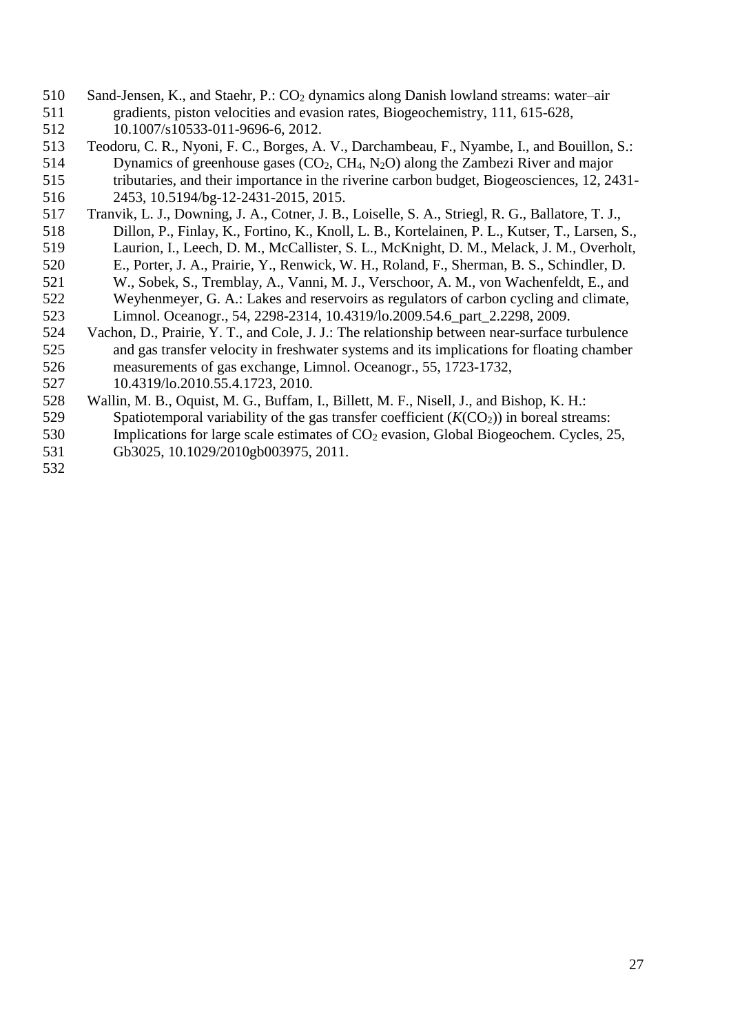Sand-Jensen, K., and Staehr, P.: $CO_2$ dynamics along Danish lowland streams: water–air gradients, piston velocities and evasion rates, Biogeochemistry, 111, 615-628, 10.1007/s10533-011-9696-6, 2012.

Teodoru, C. R., Nyoni, F. C., Borges, A. V., Darchambeau, F., Nyambe, I., and Bouillon, S.: Dynamics of greenhouse gases ($CO_2$, $CH_4$, $N_2O$) along the Zambezi River and major tributaries, and their importance in the riverine carbon budget, Biogeosciences, 12, 2431-2453, 10.5194/bg-12-2431-2015, 2015.

Tranvik, L. J., Downing, J. A., Cotner, J. B., Loiselle, S. A., Striegl, R. G., Ballatore, T. J., Dillon, P., Finlay, K., Fortino, K., Knoll, L. B., Kortelainen, P. L., Kutser, T., Larsen, S., Laurion, I., Leech, D. M., McCallister, S. L., McKnight, D. M., Melack, J. M., Overholt, E., Porter, J. A., Prairie, Y., Renwick, W. H., Roland, F., Sherman, B. S., Schindler, D. W., Sobek, S., Tremblay, A., Vanni, M. J., Verschoor, A. M., von Wachenfeldt, E., and Weyhenmeyer, G. A.: Lakes and reservoirs as regulators of carbon cycling and climate, Limnol. Oceanogr., 54, 2298-2314, 10.4319/lo.2009.54.6_part_2.2298, 2009.

Vachon, D., Prairie, Y. T., and Cole, J. J.: The relationship between near-surface turbulence and gas transfer velocity in freshwater systems and its implications for floating chamber measurements of gas exchange, Limnol. Oceanogr., 55, 1723-1732, 10.4319/lo.2010.55.4.1723, 2010.

Wallin, M. B., Oquist, M. G., Buffam, I., Billett, M. F., Nisell, J., and Bishop, K. H.: Spatiotemporal variability of the gas transfer coefficient ($K(CO_2)$) in boreal streams: Implications for large scale estimates of $CO_2$ evasion, Global Biogeochem. Cycles, 25, Gb3025, 10.1029/2010gb003975, 2011.